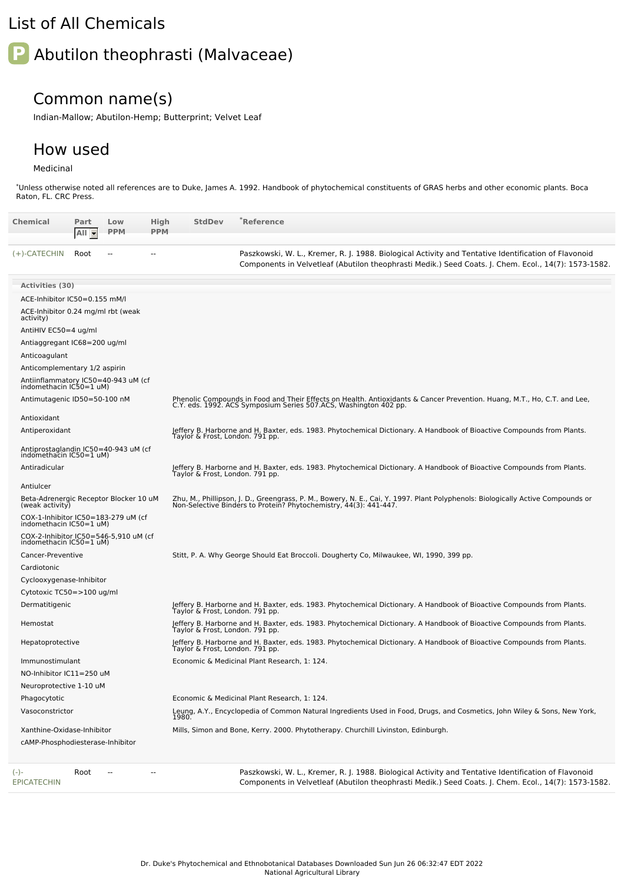# List of All Chemicals

## Abutilon theophrasti (Malvaceae)

### Common name(s)

Indian-Mallow; Abutilon-Hemp; Butterprint; Velvet Leaf

### How used

Medicinal

*Unless otherwise noted all references are to Duke, James A. 1992. Handbook of phytochemical constituents of GRAS herbs and other economic plants. Boca Raton, FL. CRC Press.

| Chemical | Part | Low PPM | High PPM | StdDev | *Reference |
|---|---|---|---|---|---|
| (+)-CATECHIN | Root | -- | -- | | Paszkowski, W. L., Kremer, R. J. 1988. Biological Activity and Tentative Identification of Flavonoid Components in Velvetleaf (Abutilon theophrasti Medik.) Seed Coats. J. Chem. Ecol., 14(7): 1573-1582. |

**Activities (30)**

| Activity | Reference |
|---|---|
| ACE-Inhibitor IC50=0.155 mM/l | |
| ACE-Inhibitor 0.24 mg/ml rbt (weak activity) | |
| AntiHIV EC50=4 ug/ml | |
| Antiaggregant IC68=200 ug/ml | |
| Anticoagulant | |
| Anticomplementary 1/2 aspirin | |
| Antiinflammatory IC50=40-943 uM (cf indomethacin IC50=1 uM) | |
| Antimutagenic ID50=50-100 nM | Phenolic Compounds in Food and Their Effects on Health. Antioxidants & Cancer Prevention. Huang, M.T., Ho, C.T. and Lee, C.Y. eds. 1992. ACS Symposium Series 507.ACS, Washington 402 pp. |
| Antioxidant | |
| Antiperoxidant | Jeffery B. Harborne and H. Baxter, eds. 1983. Phytochemical Dictionary. A Handbook of Bioactive Compounds from Plants. Taylor & Frost, London. 791 pp. |
| Antiprostaglandin IC50=40-943 uM (cf indomethacin IC50=1 uM) | |
| Antiradicular | Jeffery B. Harborne and H. Baxter, eds. 1983. Phytochemical Dictionary. A Handbook of Bioactive Compounds from Plants. Taylor & Frost, London. 791 pp. |
| Antiulcer | |
| Beta-Adrenergic Receptor Blocker 10 uM (weak activity) | Zhu, M., Phillipson, J. D., Greengrass, P. M., Bowery, N. E., Cai, Y. 1997. Plant Polyphenols: Biologically Active Compounds or Non-Selective Binders to Protein? Phytochemistry, 44(3): 441-447. |
| COX-1-Inhibitor IC50=183-279 uM (cf indomethacin IC50=1 uM) | |
| COX-2-Inhibitor IC50=546-5,910 uM (cf indomethacin IC50=1 uM) | |
| Cancer-Preventive | Stitt, P. A. Why George Should Eat Broccoli. Dougherty Co, Milwaukee, WI, 1990, 399 pp. |
| Cardiotonic | |
| Cyclooxygenase-Inhibitor | |
| Cytotoxic TC50=>100 ug/ml | |
| Dermatitigenic | Jeffery B. Harborne and H. Baxter, eds. 1983. Phytochemical Dictionary. A Handbook of Bioactive Compounds from Plants. Taylor & Frost, London. 791 pp. |
| Hemostat | Jeffery B. Harborne and H. Baxter, eds. 1983. Phytochemical Dictionary. A Handbook of Bioactive Compounds from Plants. Taylor & Frost, London. 791 pp. |
| Hepatoprotective | Jeffery B. Harborne and H. Baxter, eds. 1983. Phytochemical Dictionary. A Handbook of Bioactive Compounds from Plants. Taylor & Frost, London. 791 pp. |
| Immunostimulant | Economic & Medicinal Plant Research, 1: 124. |
| NO-Inhibitor IC11=250 uM | |
| Neuroprotective 1-10 uM | |
| Phagocytotic | Economic & Medicinal Plant Research, 1: 124. |
| Vasoconstrictor | Leung, A.Y., Encyclopedia of Common Natural Ingredients Used in Food, Drugs, and Cosmetics, John Wiley & Sons, New York, 1980. |
| Xanthine-Oxidase-Inhibitor | Mills, Simon and Bone, Kerry. 2000. Phytotherapy. Churchill Livinston, Edinburgh. |
| cAMP-Phosphodiesterase-Inhibitor | |

| Chemical | Part | Low PPM | High PPM | StdDev | *Reference |
|---|---|---|---|---|---|
| (-)-EPICATECHIN | Root | -- | -- | | Paszkowski, W. L., Kremer, R. J. 1988. Biological Activity and Tentative Identification of Flavonoid Components in Velvetleaf (Abutilon theophrasti Medik.) Seed Coats. J. Chem. Ecol., 14(7): 1573-1582. |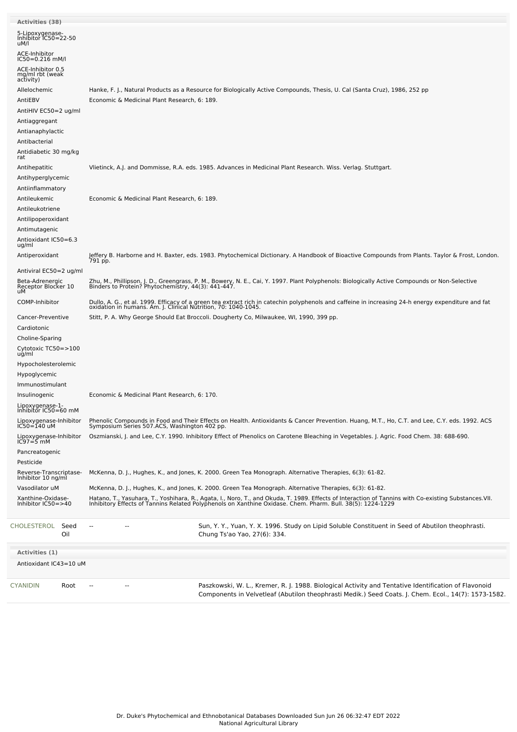**Activities (38)**

| Activity | Reference |
|---|---|
| 5-Lipoxygenase-Inhibitor IC50=22-50 uM/l | |
| ACE-Inhibitor IC50=0.216 mM/l | |
| ACE-Inhibitor 0.5 mg/ml rbt (weak activity) | |
| Allelochemic | Hanke, F. J., Natural Products as a Resource for Biologically Active Compounds, Thesis, U. Cal (Santa Cruz), 1986, 252 pp |
| AntiEBV | Economic & Medicinal Plant Research, 6: 189. |
| AntiHIV EC50=2 ug/ml | |
| Antiaggregant | |
| Antianaphylactic | |
| Antibacterial | |
| Antidiabetic 30 mg/kg rat | |
| Antihepatitic | Vlietinck, A.J. and Dommisse, R.A. eds. 1985. Advances in Medicinal Plant Research. Wiss. Verlag. Stuttgart. |
| Antihyperglycemic | |
| Antiinflammatory | |
| Antileukemic | Economic & Medicinal Plant Research, 6: 189. |
| Antileukotriene | |
| Antilipoperoxidant | |
| Antimutagenic | |
| Antioxidant IC50=6.3 ug/ml | |
| Antiperoxidant | Jeffery B. Harborne and H. Baxter, eds. 1983. Phytochemical Dictionary. A Handbook of Bioactive Compounds from Plants. Taylor & Frost, London. 791 pp. |
| Antiviral EC50=2 ug/ml | |
| Beta-Adrenergic Receptor Blocker 10 uM | Zhu, M., Phillipson, J. D., Greengrass, P. M., Bowery, N. E., Cai, Y. 1997. Plant Polyphenols: Biologically Active Compounds or Non-Selective Binders to Protein? Phytochemistry, 44(3): 441-447. |
| COMP-Inhibitor | Dullo, A. G., et al. 1999. Efficacy of a green tea extract rich in catechin polyphenols and caffeine in increasing 24-h energy expenditure and fat oxidation in humans. Am. J. Clinical Nutrition, 70: 1040-1045. |
| Cancer-Preventive | Stitt, P. A. Why George Should Eat Broccoli. Dougherty Co, Milwaukee, WI, 1990, 399 pp. |
| Cardiotonic | |
| Choline-Sparing | |
| Cytotoxic TC50=>100 ug/ml | |
| Hypocholesterolemic | |
| Hypoglycemic | |
| Immunostimulant | |
| Insulinogenic | Economic & Medicinal Plant Research, 6: 170. |
| Lipoxygenase-1-Inhibitor IC50=60 mM | |
| Lipoxygenase-Inhibitor IC50=140 uM | Phenolic Compounds in Food and Their Effects on Health. Antioxidants & Cancer Prevention. Huang, M.T., Ho, C.T. and Lee, C.Y. eds. 1992. ACS Symposium Series 507.ACS, Washington 402 pp. |
| Lipoxygenase-Inhibitor IC97=5 mM | Oszmianski, J. and Lee, C.Y. 1990. Inhibitory Effect of Phenolics on Carotene Bleaching in Vegetables. J. Agric. Food Chem. 38: 688-690. |
| Pancreatogenic | |
| Pesticide | |
| Reverse-Transcriptase-Inhibitor 10 ng/ml | McKenna, D. J., Hughes, K., and Jones, K. 2000. Green Tea Monograph. Alternative Therapies, 6(3): 61-82. |
| Vasodilator uM | McKenna, D. J., Hughes, K., and Jones, K. 2000. Green Tea Monograph. Alternative Therapies, 6(3): 61-82. |
| Xanthine-Oxidase-Inhibitor IC50=>40 | Hatano, T., Yasuhara, T., Yoshihara, R., Agata, I., Noro, T., and Okuda, T. 1989. Effects of Interaction of Tannins with Co-existing Substances.VII. Inhibitory Effects of Tannins Related Polyphenols on Xanthine Oxidase. Chem. Pharm. Bull. 38(5): 1224-1229 |

| Chemical | Part | Low | High | Reference |
|---|---|---|---|---|
| CHOLESTEROL | Seed Oil | -- | -- | Sun, Y. Y., Yuan, Y. X. 1996. Study on Lipid Soluble Constituent in Seed of Abutilon theophrasti. Chung Ts'ao Yao, 27(6): 334. |

**Activities (1)**

Antioxidant IC43=10 uM

| Chemical | Part | Low | High | Reference |
|---|---|---|---|---|
| CYANIDIN | Root | -- | -- | Paszkowski, W. L., Kremer, R. J. 1988. Biological Activity and Tentative Identification of Flavonoid Components in Velvetleaf (Abutilon theophrasti Medik.) Seed Coats. J. Chem. Ecol., 14(7): 1573-1582. |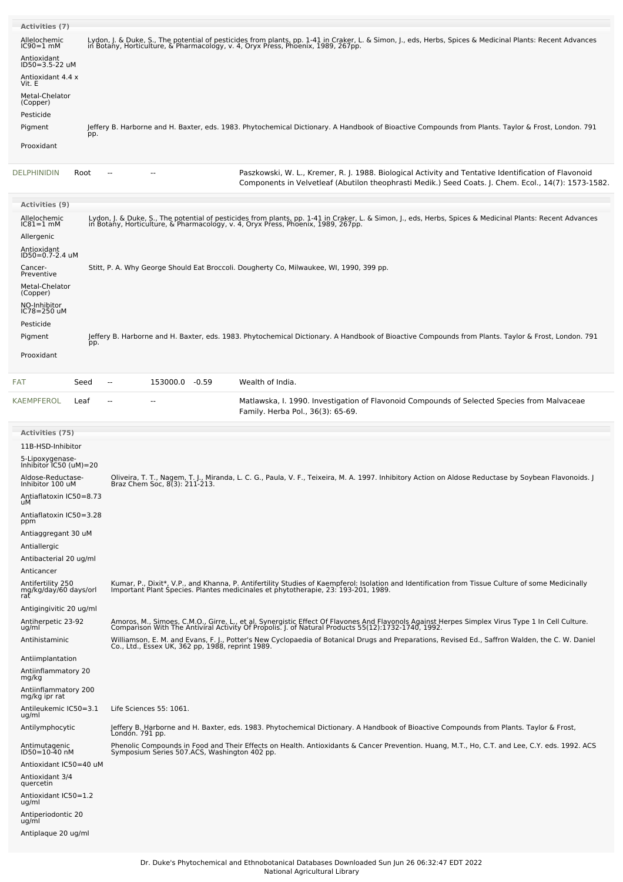**Activities (7)**

| Activity | Reference |
| --- | --- |
| Allelochemic IC90=1 mM | Lydon, J. & Duke, S., The potential of pesticides from plants, pp. 1-41 in Craker, L. & Simon, J., eds, Herbs, Spices & Medicinal Plants: Recent Advances in Botany, Horticulture, & Pharmacology, v. 4, Oryx Press, Phoenix, 1989, 267pp. |
| Antioxidant ID50=3.5-22 uM | |
| Antioxidant 4.4 x Vit. E | |
| Metal-Chelator (Copper) | |
| Pesticide | |
| Pigment | Jeffery B. Harborne and H. Baxter, eds. 1983. Phytochemical Dictionary. A Handbook of Bioactive Compounds from Plants. Taylor & Frost, London. 791 pp. |
| Prooxidant | |

| Chemical | Part | Low | High | StdDev | Reference |
| --- | --- | --- | --- | --- | --- |
| DELPHINIDIN | Root | -- | -- | | Paszkowski, W. L., Kremer, R. J. 1988. Biological Activity and Tentative Identification of Flavonoid Components in Velvetleaf (Abutilon theophrasti Medik.) Seed Coats. J. Chem. Ecol., 14(7): 1573-1582. |

**Activities (9)**

| Activity | Reference |
| --- | --- |
| Allelochemic IC81=1 mM | Lydon, J. & Duke, S., The potential of pesticides from plants, pp. 1-41 in Craker, L. & Simon, J., eds, Herbs, Spices & Medicinal Plants: Recent Advances in Botany, Horticulture, & Pharmacology, v. 4, Oryx Press, Phoenix, 1989, 267pp. |
| Allergenic | |
| Antioxidant ID50=0.7-2.4 uM | |
| Cancer-Preventive | Stitt, P. A. Why George Should Eat Broccoli. Dougherty Co, Milwaukee, WI, 1990, 399 pp. |
| Metal-Chelator (Copper) | |
| NO-Inhibitor IC78=250 uM | |
| Pesticide | |
| Pigment | Jeffery B. Harborne and H. Baxter, eds. 1983. Phytochemical Dictionary. A Handbook of Bioactive Compounds from Plants. Taylor & Frost, London. 791 pp. |
| Prooxidant | |

| Chemical | Part | Low | High | StdDev | Reference |
| --- | --- | --- | --- | --- | --- |
| FAT | Seed | -- | 153000.0 | -0.59 | Wealth of India. |
| KAEMPFEROL | Leaf | -- | -- | | Matlawska, I. 1990. Investigation of Flavonoid Compounds of Selected Species from Malvaceae Family. Herba Pol., 36(3): 65-69. |

**Activities (75)**

| Activity | Reference |
| --- | --- |
| 11B-HSD-Inhibitor | |
| 5-Lipoxygenase-Inhibitor IC50 (uM)=20 | |
| Aldose-Reductase-Inhibitor 100 uM | Oliveira, T. T., Nagem, T. J., Miranda, L. C. G., Paula, V. F., Teixeira, M. A. 1997. Inhibitory Action on Aldose Reductase by Soybean Flavonoids. J Braz Chem Soc, 8(3): 211-213. |
| Antiaflatoxin IC50=8.73 uM | |
| Antiaflatoxin IC50=3.28 ppm | |
| Antiaggregant 30 uM | |
| Antiallergic | |
| Antibacterial 20 ug/ml | |
| Anticancer | |
| Antifertility 250 mg/kg/day/60 days/orl rat | Kumar, P., Dixit*, V.P., and Khanna, P. Antifertility Studies of Kaempferol: Isolation and Identification from Tissue Culture of some Medicinally Important Plant Species. Plantes medicinales et phytotherapie, 23: 193-201, 1989. |
| Antigingivitic 20 ug/ml | |
| Antiherpetic 23-92 ug/ml | Amoros, M., Simoes, C.M.O., Girre, L., et al. Synergistic Effect Of Flavones And Flavonols Against Herpes Simplex Virus Type 1 In Cell Culture. Comparison With The Antiviral Activity Of Propolis. J. of Natural Products 55(12):1732-1740, 1992. |
| Antihistaminic | Williamson, E. M. and Evans, F. J., Potter's New Cyclopaedia of Botanical Drugs and Preparations, Revised Ed., Saffron Walden, the C. W. Daniel Co., Ltd., Essex UK, 362 pp, 1988, reprint 1989. |
| Antiimplantation | |
| Antiinflammatory 20 mg/kg | |
| Antiinflammatory 200 mg/kg ipr rat | |
| Antileukemic IC50=3.1 ug/ml | Life Sciences 55: 1061. |
| Antilymphocytic | Jeffery B. Harborne and H. Baxter, eds. 1983. Phytochemical Dictionary. A Handbook of Bioactive Compounds from Plants. Taylor & Frost, London. 791 pp. |
| Antimutagenic ID50=10-40 nM | Phenolic Compounds in Food and Their Effects on Health. Antioxidants & Cancer Prevention. Huang, M.T., Ho, C.T. and Lee, C.Y. eds. 1992. ACS Symposium Series 507.ACS, Washington 402 pp. |
| Antioxidant IC50=40 uM | |
| Antioxidant 3/4 quercetin | |
| Antioxidant IC50=1.2 ug/ml | |
| Antiperiodontic 20 ug/ml | |
| Antiplaque 20 ug/ml | |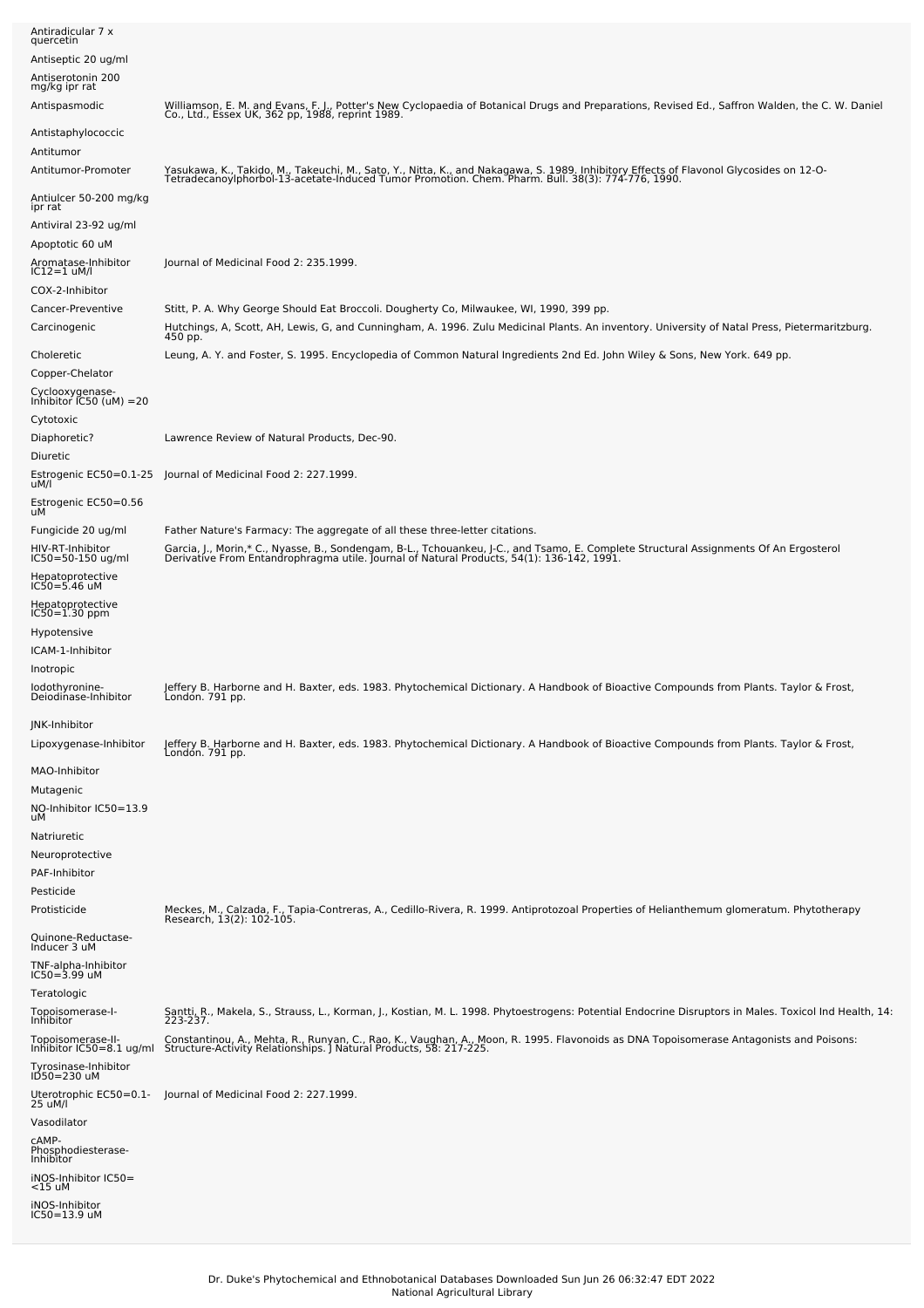| | |
|---|---|
| Antiradicular 7 x quercetin | |
| Antiseptic 20 ug/ml | |
| Antiserotonin 200 mg/kg ipr rat | |
| Antispasmodic | Williamson, E. M. and Evans, F. J., Potter's New Cyclopaedia of Botanical Drugs and Preparations, Revised Ed., Saffron Walden, the C. W. Daniel Co., Ltd., Essex UK, 362 pp, 1988, reprint 1989. |
| Antistaphylococcic | |
| Antitumor | |
| Antitumor-Promoter | Yasukawa, K., Takido, M., Takeuchi, M., Sato, Y., Nitta, K., and Nakagawa, S. 1989. Inhibitory Effects of Flavonol Glycosides on 12-O-Tetradecanoylphorbol-13-acetate-Induced Tumor Promotion. Chem. Pharm. Bull. 38(3): 774-776, 1990. |
| Antiulcer 50-200 mg/kg ipr rat | |
| Antiviral 23-92 ug/ml | |
| Apoptotic 60 uM | |
| Aromatase-Inhibitor IC12=1 uM/l | Journal of Medicinal Food 2: 235.1999. |
| COX-2-Inhibitor | |
| Cancer-Preventive | Stitt, P. A. Why George Should Eat Broccoli. Dougherty Co, Milwaukee, WI, 1990, 399 pp. |
| Carcinogenic | Hutchings, A, Scott, AH, Lewis, G, and Cunningham, A. 1996. Zulu Medicinal Plants. An inventory. University of Natal Press, Pietermaritzburg. 450 pp. |
| Choleretic | Leung, A. Y. and Foster, S. 1995. Encyclopedia of Common Natural Ingredients 2nd Ed. John Wiley & Sons, New York. 649 pp. |
| Copper-Chelator | |
| Cyclooxygenase-Inhibitor IC50 (uM) =20 | |
| Cytotoxic | |
| Diaphoretic? | Lawrence Review of Natural Products, Dec-90. |
| Diuretic | |
| Estrogenic EC50=0.1-25 uM/l | Journal of Medicinal Food 2: 227.1999. |
| Estrogenic EC50=0.56 uM | |
| Fungicide 20 ug/ml | Father Nature's Farmacy: The aggregate of all these three-letter citations. |
| HIV-RT-Inhibitor IC50=50-150 ug/ml | Garcia, J., Morin,* C., Nyasse, B., Sondengam, B-L., Tchouankeu, J-C., and Tsamo, E. Complete Structural Assignments Of An Ergosterol Derivative From Entandrophragma utile. Journal of Natural Products, 54(1): 136-142, 1991. |
| Hepatoprotective IC50=5.46 uM | |
| Hepatoprotective IC50=1.30 ppm | |
| Hypotensive | |
| ICAM-1-Inhibitor | |
| Inotropic | |
| Iodothyronine-Deiodinase-Inhibitor | Jeffery B. Harborne and H. Baxter, eds. 1983. Phytochemical Dictionary. A Handbook of Bioactive Compounds from Plants. Taylor & Frost, London. 791 pp. |
| JNK-Inhibitor | |
| Lipoxygenase-Inhibitor | Jeffery B. Harborne and H. Baxter, eds. 1983. Phytochemical Dictionary. A Handbook of Bioactive Compounds from Plants. Taylor & Frost, London. 791 pp. |
| MAO-Inhibitor | |
| Mutagenic | |
| NO-Inhibitor IC50=13.9 uM | |
| Natriuretic | |
| Neuroprotective | |
| PAF-Inhibitor | |
| Pesticide | |
| Protisticide | Meckes, M., Calzada, F., Tapia-Contreras, A., Cedillo-Rivera, R. 1999. Antiprotozoal Properties of Helianthemum glomeratum. Phytotherapy Research, 13(2): 102-105. |
| Quinone-Reductase-Inducer 3 uM | |
| TNF-alpha-Inhibitor IC50=3.99 uM | |
| Teratologic | |
| Topoisomerase-I-Inhibitor | Santti, R., Makela, S., Strauss, L., Korman, J., Kostian, M. L. 1998. Phytoestrogens: Potential Endocrine Disruptors in Males. Toxicol Ind Health, 14: 223-237. |
| Topoisomerase-II-Inhibitor IC50=8.1 ug/ml | Constantinou, A., Mehta, R., Runyan, C., Rao, K., Vaughan, A., Moon, R. 1995. Flavonoids as DNA Topoisomerase Antagonists and Poisons: Structure-Activity Relationships. J Natural Products, 58: 217-225. |
| Tyrosinase-Inhibitor ID50=230 uM | |
| Uterotrophic EC50=0.1-25 uM/l | Journal of Medicinal Food 2: 227.1999. |
| Vasodilator | |
| cAMP-Phosphodiesterase-Inhibitor | |
| iNOS-Inhibitor IC50= <15 uM | |
| iNOS-Inhibitor IC50=13.9 uM | |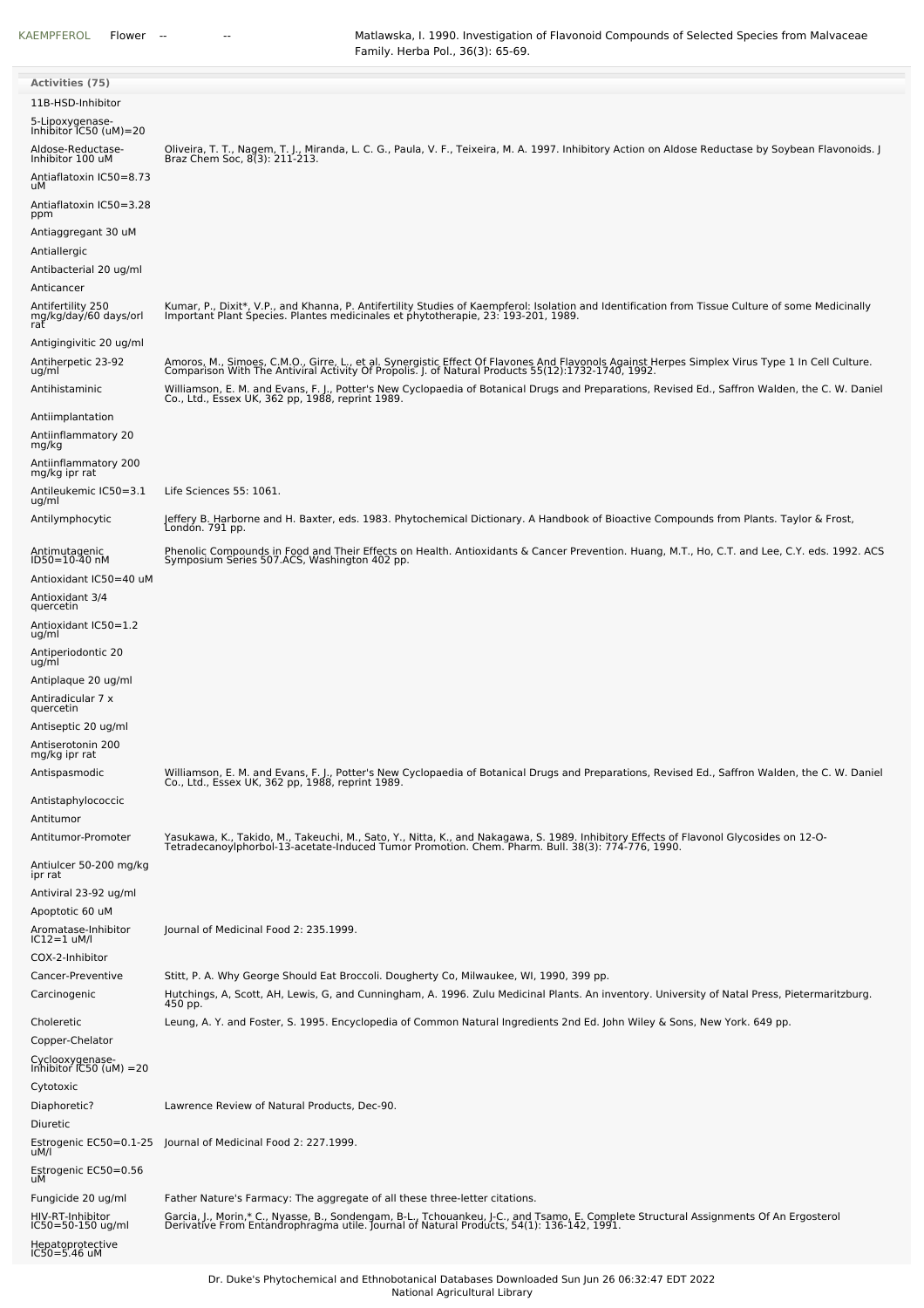| KAEMPFEROL | Flower | -- | -- | Matlawska, I. 1990. Investigation of Flavonoid Compounds of Selected Species from Malvaceae Family. Herba Pol., 36(3): 65-69. |
|---|---|---|---|---|

| Activities (75) | |
|---|---|
| 11B-HSD-Inhibitor | |
| 5-Lipoxygenase-Inhibitor IC50 (uM)=20 | |
| Aldose-Reductase-Inhibitor 100 uM | Oliveira, T. T., Nagem, T. J., Miranda, L. C. G., Paula, V. F., Teixeira, M. A. 1997. Inhibitory Action on Aldose Reductase by Soybean Flavonoids. J Braz Chem Soc, 8(3): 211-213. |
| Antiaflatoxin IC50=8.73 uM | |
| Antiaflatoxin IC50=3.28 ppm | |
| Antiaggregant 30 uM | |
| Antiallergic | |
| Antibacterial 20 ug/ml | |
| Anticancer | |
| Antifertility 250 mg/kg/day/60 days/orl rat | Kumar, P., Dixit*, V.P., and Khanna, P. Antifertility Studies of Kaempferol: Isolation and Identification from Tissue Culture of some Medicinally Important Plant Species. Plantes medicinales et phytotherapie, 23: 193-201, 1989. |
| Antigingivitic 20 ug/ml | |
| Antiherpetic 23-92 ug/ml | Amoros, M., Simoes, C.M.O., Girre, L., et al. Synergistic Effect Of Flavones And Flavonols Against Herpes Simplex Virus Type 1 In Cell Culture. Comparison With The Antiviral Activity Of Propolis. J. of Natural Products 55(12):1732-1740, 1992. |
| Antihistaminic | Williamson, E. M. and Evans, F. J., Potter's New Cyclopaedia of Botanical Drugs and Preparations, Revised Ed., Saffron Walden, the C. W. Daniel Co., Ltd., Essex UK, 362 pp, 1988, reprint 1989. |
| Antiimplantation | |
| Antiinflammatory 20 mg/kg | |
| Antiinflammatory 200 mg/kg ipr rat | |
| Antileukemic IC50=3.1 ug/ml | Life Sciences 55: 1061. |
| Antilymphocytic | Jeffery B. Harborne and H. Baxter, eds. 1983. Phytochemical Dictionary. A Handbook of Bioactive Compounds from Plants. Taylor & Frost, London. 791 pp. |
| Antimutagenic ID50=10-40 nM | Phenolic Compounds in Food and Their Effects on Health. Antioxidants & Cancer Prevention. Huang, M.T., Ho, C.T. and Lee, C.Y. eds. 1992. ACS Symposium Series 507.ACS, Washington 402 pp. |
| Antioxidant IC50=40 uM | |
| Antioxidant 3/4 quercetin | |
| Antioxidant IC50=1.2 ug/ml | |
| Antiperiodontic 20 ug/ml | |
| Antiplaque 20 ug/ml | |
| Antiradicular 7 x quercetin | |
| Antiseptic 20 ug/ml | |
| Antiserotonin 200 mg/kg ipr rat | |
| Antispasmodic | Williamson, E. M. and Evans, F. J., Potter's New Cyclopaedia of Botanical Drugs and Preparations, Revised Ed., Saffron Walden, the C. W. Daniel Co., Ltd., Essex UK, 362 pp, 1988, reprint 1989. |
| Antistaphylococcic | |
| Antitumor | |
| Antitumor-Promoter | Yasukawa, K., Takido, M., Takeuchi, M., Sato, Y., Nitta, K., and Nakagawa, S. 1989. Inhibitory Effects of Flavonol Glycosides on 12-O-Tetradecanoylphorbol-13-acetate-Induced Tumor Promotion. Chem. Pharm. Bull. 38(3): 774-776, 1990. |
| Antiulcer 50-200 mg/kg ipr rat | |
| Antiviral 23-92 ug/ml | |
| Apoptotic 60 uM | |
| Aromatase-Inhibitor IC12=1 uM/l | Journal of Medicinal Food 2: 235.1999. |
| COX-2-Inhibitor | |
| Cancer-Preventive | Stitt, P. A. Why George Should Eat Broccoli. Dougherty Co, Milwaukee, WI, 1990, 399 pp. |
| Carcinogenic | Hutchings, A, Scott, AH, Lewis, G, and Cunningham, A. 1996. Zulu Medicinal Plants. An inventory. University of Natal Press, Pietermaritzburg. 450 pp. |
| Choleretic | Leung, A. Y. and Foster, S. 1995. Encyclopedia of Common Natural Ingredients 2nd Ed. John Wiley & Sons, New York. 649 pp. |
| Copper-Chelator | |
| Cyclooxygenase-Inhibitor IC50 (uM) =20 | |
| Cytotoxic | |
| Diaphoretic? | Lawrence Review of Natural Products, Dec-90. |
| Diuretic | |
| Estrogenic EC50=0.1-25 uM/l | Journal of Medicinal Food 2: 227.1999. |
| Estrogenic EC50=0.56 uM | |
| Fungicide 20 ug/ml | Father Nature's Farmacy: The aggregate of all these three-letter citations. |
| HIV-RT-Inhibitor IC50=50-150 ug/ml | Garcia, J., Morin,* C., Nyasse, B., Sondengam, B-L., Tchouankeu, J-C., and Tsamo, E. Complete Structural Assignments Of An Ergosterol Derivative From Entandrophragma utile. Journal of Natural Products, 54(1): 136-142, 1991. |
| Hepatoprotective IC50=5.46 uM | |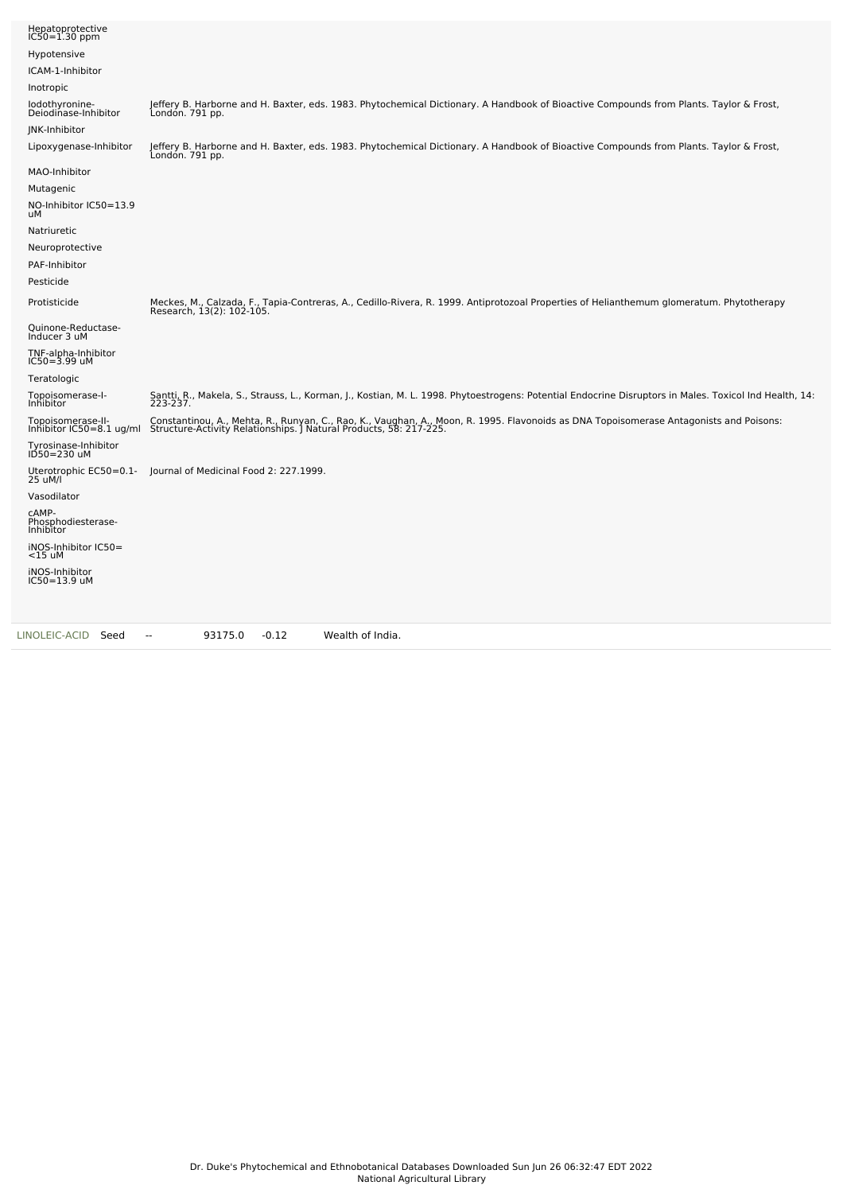| Activity | Reference |
| --- | --- |
| Hepatoprotective IC50=1.30 ppm | |
| Hypotensive | |
| ICAM-1-Inhibitor | |
| Inotropic | |
| Iodothyronine-Deiodinase-Inhibitor | Jeffery B. Harborne and H. Baxter, eds. 1983. Phytochemical Dictionary. A Handbook of Bioactive Compounds from Plants. Taylor & Frost, London. 791 pp. |
| JNK-Inhibitor | |
| Lipoxygenase-Inhibitor | Jeffery B. Harborne and H. Baxter, eds. 1983. Phytochemical Dictionary. A Handbook of Bioactive Compounds from Plants. Taylor & Frost, London. 791 pp. |
| MAO-Inhibitor | |
| Mutagenic | |
| NO-Inhibitor IC50=13.9 uM | |
| Natriuretic | |
| Neuroprotective | |
| PAF-Inhibitor | |
| Pesticide | |
| Protisticide | Meckes, M., Calzada, F., Tapia-Contreras, A., Cedillo-Rivera, R. 1999. Antiprotozoal Properties of Helianthemum glomeratum. Phytotherapy Research, 13(2): 102-105. |
| Quinone-Reductase-Inducer 3 uM | |
| TNF-alpha-Inhibitor IC50=3.99 uM | |
| Teratologic | |
| Topoisomerase-I-Inhibitor | Santti, R., Makela, S., Strauss, L., Korman, J., Kostian, M. L. 1998. Phytoestrogens: Potential Endocrine Disruptors in Males. Toxicol Ind Health, 14: 223-237. |
| Topoisomerase-II-Inhibitor IC50=8.1 ug/ml | Constantinou, A., Mehta, R., Runyan, C., Rao, K., Vaughan, A., Moon, R. 1995. Flavonoids as DNA Topoisomerase Antagonists and Poisons: Structure-Activity Relationships. J Natural Products, 58: 217-225. |
| Tyrosinase-Inhibitor ID50=230 uM | |
| Uterotrophic EC50=0.1-25 uM/l | Journal of Medicinal Food 2: 227.1999. |
| Vasodilator | |
| cAMP-Phosphodiesterase-Inhibitor | |
| iNOS-Inhibitor IC50=<15 uM | |
| iNOS-Inhibitor IC50=13.9 uM | |

| Chemical | Part | Low PPM | High PPM | StdDev | Reference |
| --- | --- | --- | --- | --- | --- |
| LINOLEIC-ACID | Seed | -- | 93175.0 | -0.12 | Wealth of India. |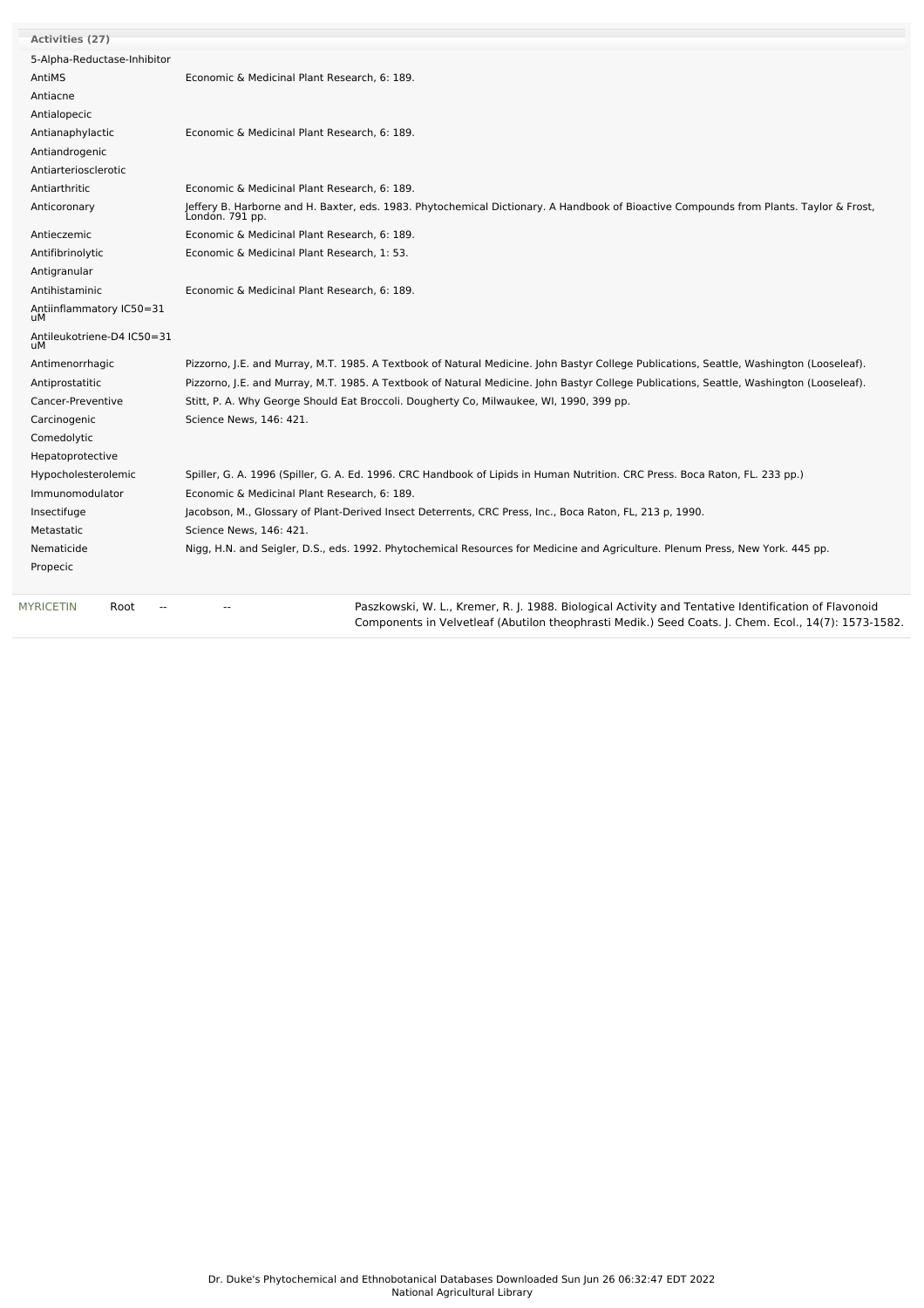**Activities (27)**

| Activity | Reference |
|---|---|
| 5-Alpha-Reductase-Inhibitor | |
| AntiMS | Economic & Medicinal Plant Research, 6: 189. |
| Antiacne | |
| Antialopecic | |
| Antianaphylactic | Economic & Medicinal Plant Research, 6: 189. |
| Antiandrogenic | |
| Antiarteriosclerotic | |
| Antiarthritic | Economic & Medicinal Plant Research, 6: 189. |
| Anticoronary | Jeffery B. Harborne and H. Baxter, eds. 1983. Phytochemical Dictionary. A Handbook of Bioactive Compounds from Plants. Taylor & Frost, London. 791 pp. |
| Antieczemic | Economic & Medicinal Plant Research, 6: 189. |
| Antifibrinolytic | Economic & Medicinal Plant Research, 1: 53. |
| Antigranular | |
| Antihistaminic | Economic & Medicinal Plant Research, 6: 189. |
| Antiinflammatory IC50=31 uM | |
| Antileukotriene-D4 IC50=31 uM | |
| Antimenorrhagic | Pizzorno, J.E. and Murray, M.T. 1985. A Textbook of Natural Medicine. John Bastyr College Publications, Seattle, Washington (Looseleaf). |
| Antiprostatitic | Pizzorno, J.E. and Murray, M.T. 1985. A Textbook of Natural Medicine. John Bastyr College Publications, Seattle, Washington (Looseleaf). |
| Cancer-Preventive | Stitt, P. A. Why George Should Eat Broccoli. Dougherty Co, Milwaukee, WI, 1990, 399 pp. |
| Carcinogenic | Science News, 146: 421. |
| Comedolytic | |
| Hepatoprotective | |
| Hypocholesterolemic | Spiller, G. A. 1996 (Spiller, G. A. Ed. 1996. CRC Handbook of Lipids in Human Nutrition. CRC Press. Boca Raton, FL. 233 pp.) |
| Immunomodulator | Economic & Medicinal Plant Research, 6: 189. |
| Insectifuge | Jacobson, M., Glossary of Plant-Derived Insect Deterrents, CRC Press, Inc., Boca Raton, FL, 213 p, 1990. |
| Metastatic | Science News, 146: 421. |
| Nematicide | Nigg, H.N. and Seigler, D.S., eds. 1992. Phytochemical Resources for Medicine and Agriculture. Plenum Press, New York. 445 pp. |
| Propecic | |

| Chemical | Part | Low | High | Reference |
|---|---|---|---|---|
| MYRICETIN | Root | -- | -- | Paszkowski, W. L., Kremer, R. J. 1988. Biological Activity and Tentative Identification of Flavonoid Components in Velvetleaf (Abutilon theophrasti Medik.) Seed Coats. J. Chem. Ecol., 14(7): 1573-1582. |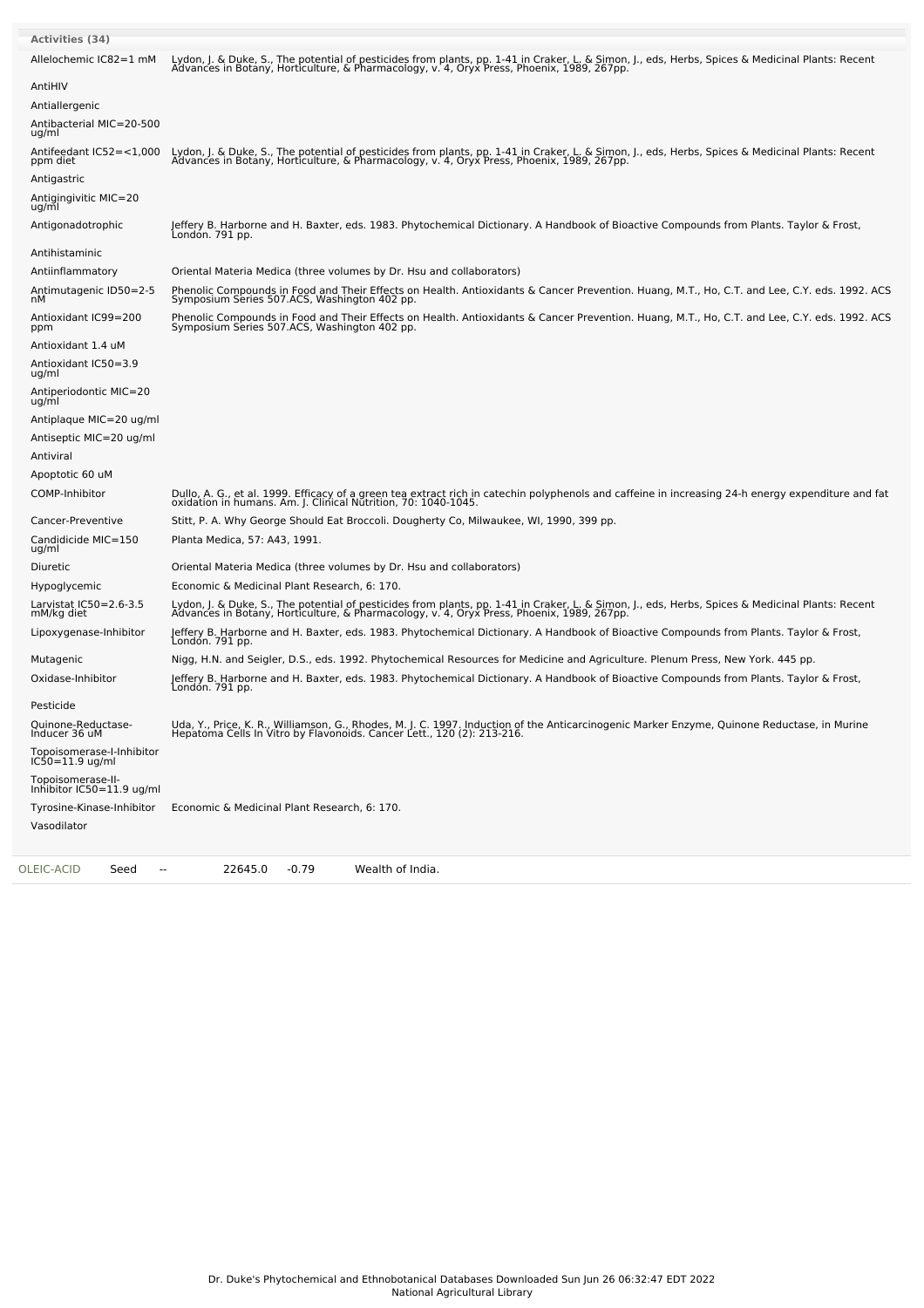**Activities (34)**

| Activity | Reference |
|---|---|
| Allelochemic IC82=1 mM | Lydon, J. & Duke, S., The potential of pesticides from plants, pp. 1-41 in Craker, L. & Simon, J., eds, Herbs, Spices & Medicinal Plants: Recent Advances in Botany, Horticulture, & Pharmacology, v. 4, Oryx Press, Phoenix, 1989, 267pp. |
| AntiHIV | |
| Antiallergenic | |
| Antibacterial MIC=20-500 ug/ml | |
| Antifeedant IC52=<1,000 ppm diet | Lydon, J. & Duke, S., The potential of pesticides from plants, pp. 1-41 in Craker, L. & Simon, J., eds, Herbs, Spices & Medicinal Plants: Recent Advances in Botany, Horticulture, & Pharmacology, v. 4, Oryx Press, Phoenix, 1989, 267pp. |
| Antigastric | |
| Antigingivitic MIC=20 ug/ml | |
| Antigonadotrophic | Jeffery B. Harborne and H. Baxter, eds. 1983. Phytochemical Dictionary. A Handbook of Bioactive Compounds from Plants. Taylor & Frost, London. 791 pp. |
| Antihistaminic | |
| Antiinflammatory | Oriental Materia Medica (three volumes by Dr. Hsu and collaborators) |
| Antimutagenic ID50=2-5 nM | Phenolic Compounds in Food and Their Effects on Health. Antioxidants & Cancer Prevention. Huang, M.T., Ho, C.T. and Lee, C.Y. eds. 1992. ACS Symposium Series 507.ACS, Washington 402 pp. |
| Antioxidant IC99=200 ppm | Phenolic Compounds in Food and Their Effects on Health. Antioxidants & Cancer Prevention. Huang, M.T., Ho, C.T. and Lee, C.Y. eds. 1992. ACS Symposium Series 507.ACS, Washington 402 pp. |
| Antioxidant 1.4 uM | |
| Antioxidant IC50=3.9 ug/ml | |
| Antiperiodontic MIC=20 ug/ml | |
| Antiplaque MIC=20 ug/ml | |
| Antiseptic MIC=20 ug/ml | |
| Antiviral | |
| Apoptotic 60 uM | |
| COMP-Inhibitor | Dullo, A. G., et al. 1999. Efficacy of a green tea extract rich in catechin polyphenols and caffeine in increasing 24-h energy expenditure and fat oxidation in humans. Am. J. Clinical Nutrition, 70: 1040-1045. |
| Cancer-Preventive | Stitt, P. A. Why George Should Eat Broccoli. Dougherty Co, Milwaukee, WI, 1990, 399 pp. |
| Candidicide MIC=150 ug/ml | Planta Medica, 57: A43, 1991. |
| Diuretic | Oriental Materia Medica (three volumes by Dr. Hsu and collaborators) |
| Hypoglycemic | Economic & Medicinal Plant Research, 6: 170. |
| Larvistat IC50=2.6-3.5 mM/kg diet | Lydon, J. & Duke, S., The potential of pesticides from plants, pp. 1-41 in Craker, L. & Simon, J., eds, Herbs, Spices & Medicinal Plants: Recent Advances in Botany, Horticulture, & Pharmacology, v. 4, Oryx Press, Phoenix, 1989, 267pp. |
| Lipoxygenase-Inhibitor | Jeffery B. Harborne and H. Baxter, eds. 1983. Phytochemical Dictionary. A Handbook of Bioactive Compounds from Plants. Taylor & Frost, London. 791 pp. |
| Mutagenic | Nigg, H.N. and Seigler, D.S., eds. 1992. Phytochemical Resources for Medicine and Agriculture. Plenum Press, New York. 445 pp. |
| Oxidase-Inhibitor | Jeffery B. Harborne and H. Baxter, eds. 1983. Phytochemical Dictionary. A Handbook of Bioactive Compounds from Plants. Taylor & Frost, London. 791 pp. |
| Pesticide | |
| Quinone-Reductase-Inducer 36 uM | Uda, Y., Price, K. R., Williamson, G., Rhodes, M. J. C. 1997. Induction of the Anticarcinogenic Marker Enzyme, Quinone Reductase, in Murine Hepatoma Cells In Vitro by Flavonoids. Cancer Lett., 120 (2): 213-216. |
| Topoisomerase-I-Inhibitor IC50=11.9 ug/ml | |
| Topoisomerase-II-Inhibitor IC50=11.9 ug/ml | |
| Tyrosine-Kinase-Inhibitor | Economic & Medicinal Plant Research, 6: 170. |
| Vasodilator | |

| OLEIC-ACID | Seed | -- | 22645.0 | -0.79 | Wealth of India. |
|---|---|---|---|---|---|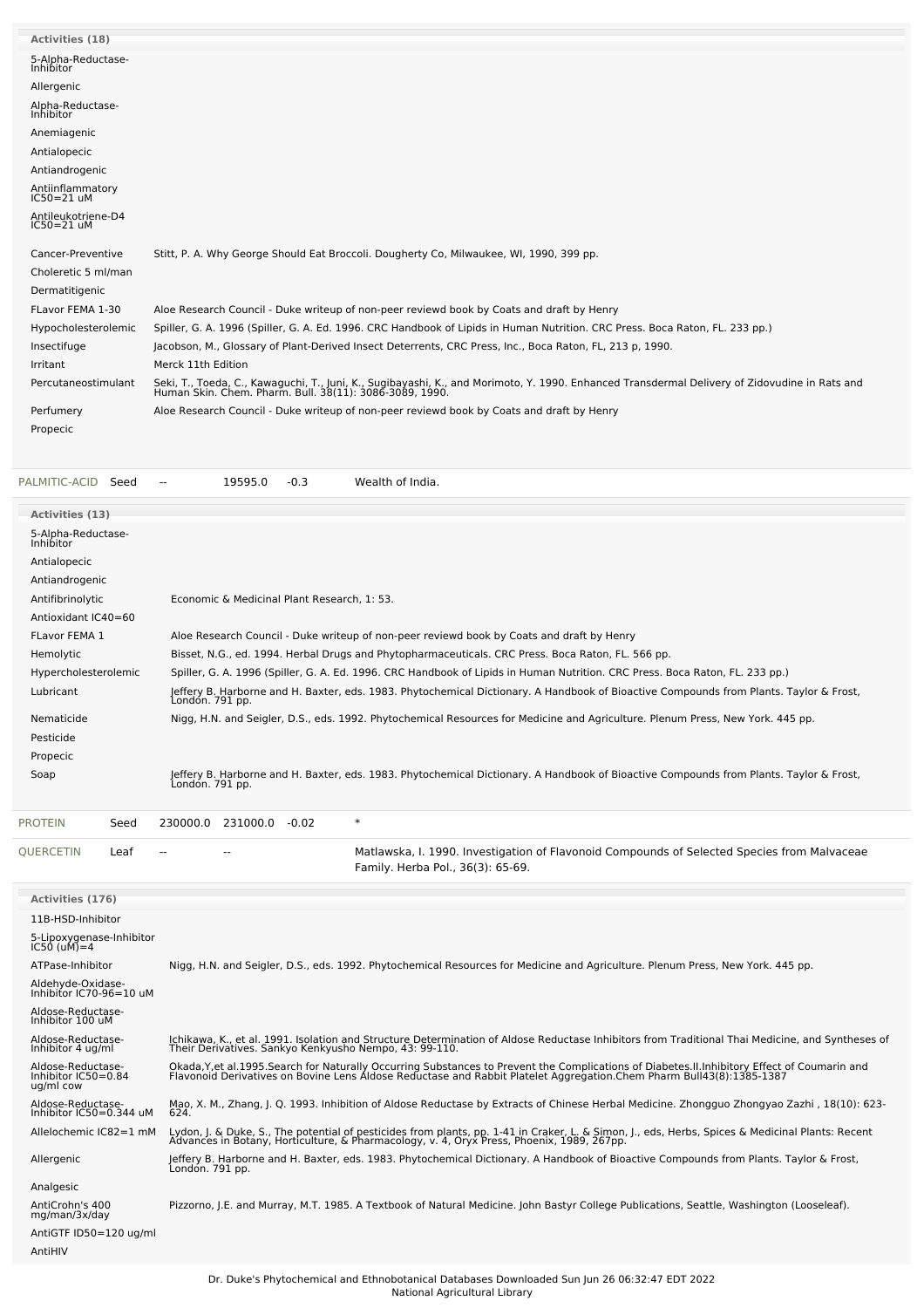**Activities (18)**

| Activity | Reference |
|---|---|
| 5-Alpha-Reductase-Inhibitor | |
| Allergenic | |
| Alpha-Reductase-Inhibitor | |
| Anemiagenic | |
| Antialopecic | |
| Antiandrogenic | |
| Antiinflammatory IC50=21 uM | |
| Antileukotriene-D4 IC50=21 uM | |
| Cancer-Preventive | Stitt, P. A. Why George Should Eat Broccoli. Dougherty Co, Milwaukee, WI, 1990, 399 pp. |
| Choleretic 5 ml/man | |
| Dermatitigenic | |
| FLavor FEMA 1-30 | Aloe Research Council - Duke writeup of non-peer reviewd book by Coats and draft by Henry |
| Hypocholesterolemic | Spiller, G. A. 1996 (Spiller, G. A. Ed. 1996. CRC Handbook of Lipids in Human Nutrition. CRC Press. Boca Raton, FL. 233 pp.) |
| Insectifuge | Jacobson, M., Glossary of Plant-Derived Insect Deterrents, CRC Press, Inc., Boca Raton, FL, 213 p, 1990. |
| Irritant | Merck 11th Edition |
| Percutaneostimulant | Seki, T., Toeda, C., Kawaguchi, T., Juni, K., Sugibayashi, K., and Morimoto, Y. 1990. Enhanced Transdermal Delivery of Zidovudine in Rats and Human Skin. Chem. Pharm. Bull. 38(11): 3086-3089, 1990. |
| Perfumery | Aloe Research Council - Duke writeup of non-peer reviewd book by Coats and draft by Henry |
| Propecic | |

| Chemical | Part | Low | High | SD | Reference |
|---|---|---|---|---|---|
| PALMITIC-ACID | Seed | -- | 19595.0 | -0.3 | Wealth of India. |

**Activities (13)**

| Activity | Reference |
|---|---|
| 5-Alpha-Reductase-Inhibitor | |
| Antialopecic | |
| Antiandrogenic | |
| Antifibrinolytic | Economic & Medicinal Plant Research, 1: 53. |
| Antioxidant IC40=60 | |
| FLavor FEMA 1 | Aloe Research Council - Duke writeup of non-peer reviewd book by Coats and draft by Henry |
| Hemolytic | Bisset, N.G., ed. 1994. Herbal Drugs and Phytopharmaceuticals. CRC Press. Boca Raton, FL. 566 pp. |
| Hypercholesterolemic | Spiller, G. A. 1996 (Spiller, G. A. Ed. 1996. CRC Handbook of Lipids in Human Nutrition. CRC Press. Boca Raton, FL. 233 pp.) |
| Lubricant | Jeffery B. Harborne and H. Baxter, eds. 1983. Phytochemical Dictionary. A Handbook of Bioactive Compounds from Plants. Taylor & Frost, London. 791 pp. |
| Nematicide | Nigg, H.N. and Seigler, D.S., eds. 1992. Phytochemical Resources for Medicine and Agriculture. Plenum Press, New York. 445 pp. |
| Pesticide | |
| Propecic | |
| Soap | Jeffery B. Harborne and H. Baxter, eds. 1983. Phytochemical Dictionary. A Handbook of Bioactive Compounds from Plants. Taylor & Frost, London. 791 pp. |

| Chemical | Part | Low | High | SD | Reference |
|---|---|---|---|---|---|
| PROTEIN | Seed | 230000.0 | 231000.0 | -0.02 | * |
| QUERCETIN | Leaf | -- | -- | | Matlawska, I. 1990. Investigation of Flavonoid Compounds of Selected Species from Malvaceae Family. Herba Pol., 36(3): 65-69. |

**Activities (176)**

| Activity | Reference |
|---|---|
| 11B-HSD-Inhibitor | |
| 5-Lipoxygenase-Inhibitor IC50 (uM)=4 | |
| ATPase-Inhibitor | Nigg, H.N. and Seigler, D.S., eds. 1992. Phytochemical Resources for Medicine and Agriculture. Plenum Press, New York. 445 pp. |
| Aldehyde-Oxidase-Inhibitor IC70-96=10 uM | |
| Aldose-Reductase-Inhibitor 100 uM | |
| Aldose-Reductase-Inhibitor 4 ug/ml | Ichikawa, K., et al. 1991. Isolation and Structure Determination of Aldose Reductase Inhibitors from Traditional Thai Medicine, and Syntheses of Their Derivatives. Sankyo Kenkyusho Nempo, 43: 99-110. |
| Aldose-Reductase-Inhibitor IC50=0.84 ug/ml cow | Okada,Y,et al.1995.Search for Naturally Occurring Substances to Prevent the Complications of Diabetes.II.Inhibitory Effect of Coumarin and Flavonoid Derivatives on Bovine Lens Aldose Reductase and Rabbit Platelet Aggregation.Chem Pharm Bull43(8):1385-1387 |
| Aldose-Reductase-Inhibitor IC50=0.344 uM | Mao, X. M., Zhang, J. Q. 1993. Inhibition of Aldose Reductase by Extracts of Chinese Herbal Medicine. Zhongguo Zhongyao Zazhi , 18(10): 623-624. |
| Allelochemic IC82=1 mM | Lydon, J. & Duke, S., The potential of pesticides from plants, pp. 1-41 in Craker, L. & Simon, J., eds, Herbs, Spices & Medicinal Plants: Recent Advances in Botany, Horticulture, & Pharmacology, v. 4, Oryx Press, Phoenix, 1989, 267pp. |
| Allergenic | Jeffery B. Harborne and H. Baxter, eds. 1983. Phytochemical Dictionary. A Handbook of Bioactive Compounds from Plants. Taylor & Frost, London. 791 pp. |
| Analgesic | |
| AntiCrohn's 400 mg/man/3x/day | Pizzorno, J.E. and Murray, M.T. 1985. A Textbook of Natural Medicine. John Bastyr College Publications, Seattle, Washington (Looseleaf). |
| AntiGTF ID50=120 ug/ml | |
| AntiHIV | |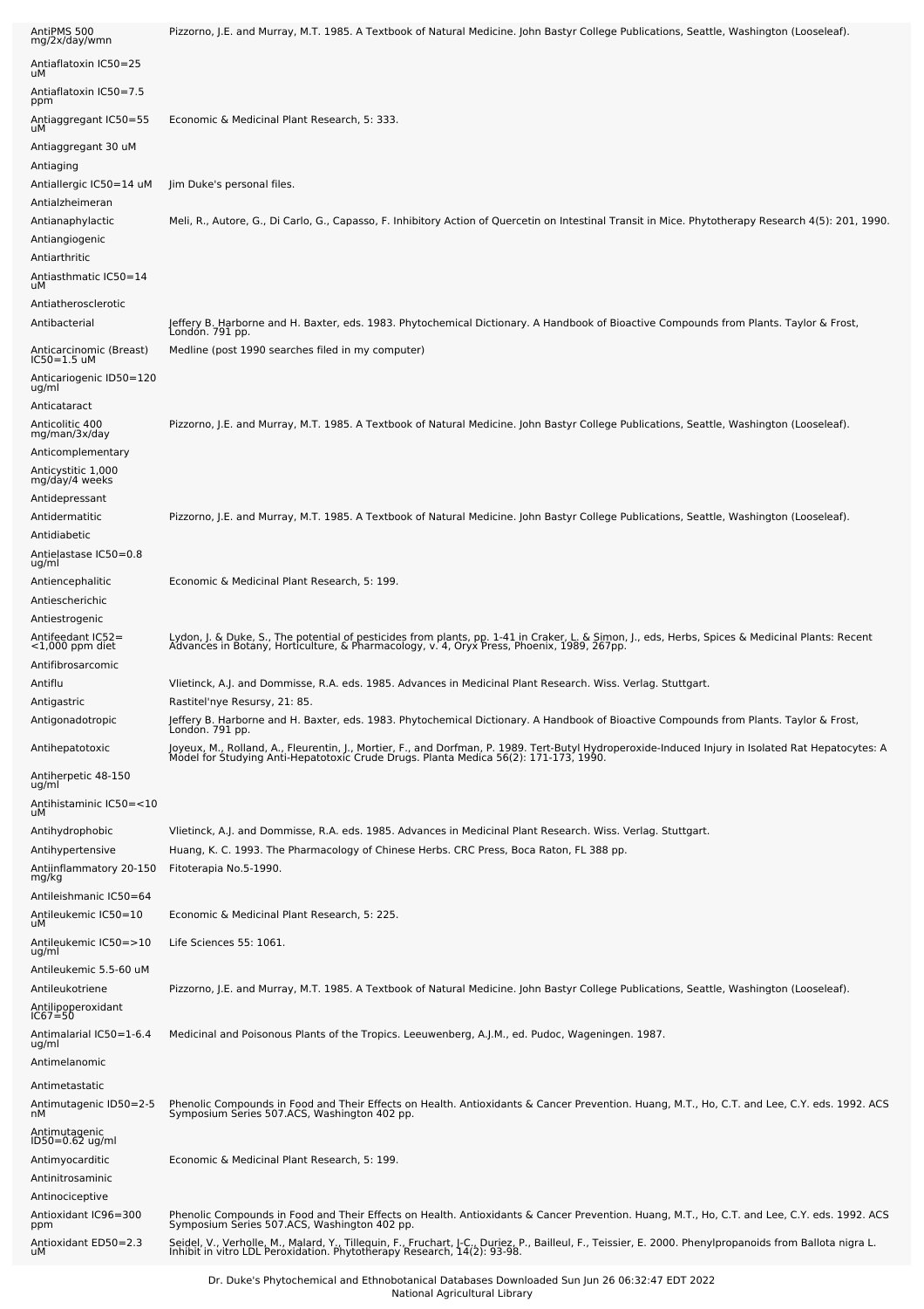| | |
|---|---|
| AntiPMS 500 mg/2x/day/wmn | Pizzorno, J.E. and Murray, M.T. 1985. A Textbook of Natural Medicine. John Bastyr College Publications, Seattle, Washington (Looseleaf). |
| Antiaflatoxin IC50=25 uM | |
| Antiaflatoxin IC50=7.5 ppm | |
| Antiaggregant IC50=55 uM | Economic & Medicinal Plant Research, 5: 333. |
| Antiaggregant 30 uM | |
| Antiaging | |
| Antiallergic IC50=14 uM | Jim Duke's personal files. |
| Antialzheimeran | |
| Antianaphylactic | Meli, R., Autore, G., Di Carlo, G., Capasso, F. Inhibitory Action of Quercetin on Intestinal Transit in Mice. Phytotherapy Research 4(5): 201, 1990. |
| Antiangiogenic | |
| Antiarthritic | |
| Antiasthmatic IC50=14 uM | |
| Antiatherosclerotic | |
| Antibacterial | Jeffery B. Harborne and H. Baxter, eds. 1983. Phytochemical Dictionary. A Handbook of Bioactive Compounds from Plants. Taylor & Frost, London. 791 pp. |
| Anticarcinomic (Breast) IC50=1.5 uM | Medline (post 1990 searches filed in my computer) |
| Anticariogenic ID50=120 ug/ml | |
| Anticataract | |
| Anticolitic 400 mg/man/3x/day | Pizzorno, J.E. and Murray, M.T. 1985. A Textbook of Natural Medicine. John Bastyr College Publications, Seattle, Washington (Looseleaf). |
| Anticomplementary | |
| Anticystitic 1,000 mg/day/4 weeks | |
| Antidepressant | |
| Antidermatitic | Pizzorno, J.E. and Murray, M.T. 1985. A Textbook of Natural Medicine. John Bastyr College Publications, Seattle, Washington (Looseleaf). |
| Antidiabetic | |
| Antielastase IC50=0.8 ug/ml | |
| Antiencephalitic | Economic & Medicinal Plant Research, 5: 199. |
| Antiescherichic | |
| Antiestrogenic | |
| Antifeedant IC52= <1,000 ppm diet | Lydon, J. & Duke, S., The potential of pesticides from plants, pp. 1-41 in Craker, L. & Simon, J., eds, Herbs, Spices & Medicinal Plants: Recent Advances in Botany, Horticulture, & Pharmacology, v. 4, Oryx Press, Phoenix, 1989, 267pp. |
| Antifibrosarcomic | |
| Antiflu | Vlietinck, A.J. and Dommisse, R.A. eds. 1985. Advances in Medicinal Plant Research. Wiss. Verlag. Stuttgart. |
| Antigastric | Rastitel'nye Resursy, 21: 85. |
| Antigonadotropic | Jeffery B. Harborne and H. Baxter, eds. 1983. Phytochemical Dictionary. A Handbook of Bioactive Compounds from Plants. Taylor & Frost, London. 791 pp. |
| Antihepatotoxic | Joyeux, M., Rolland, A., Fleurentin, J., Mortier, F., and Dorfman, P. 1989. Tert-Butyl Hydroperoxide-Induced Injury in Isolated Rat Hepatocytes: A Model for Studying Anti-Hepatotoxic Crude Drugs. Planta Medica 56(2): 171-173, 1990. |
| Antiherpetic 48-150 ug/ml | |
| Antihistaminic IC50=<10 uM | |
| Antihydrophobic | Vlietinck, A.J. and Dommisse, R.A. eds. 1985. Advances in Medicinal Plant Research. Wiss. Verlag. Stuttgart. |
| Antihypertensive | Huang, K. C. 1993. The Pharmacology of Chinese Herbs. CRC Press, Boca Raton, FL 388 pp. |
| Antiinflammatory 20-150 mg/kg | Fitoterapia No.5-1990. |
| Antileishmanic IC50=64 | |
| Antileukemic IC50=10 uM | Economic & Medicinal Plant Research, 5: 225. |
| Antileukemic IC50=>10 ug/ml | Life Sciences 55: 1061. |
| Antileukemic 5.5-60 uM | |
| Antileukotriene | Pizzorno, J.E. and Murray, M.T. 1985. A Textbook of Natural Medicine. John Bastyr College Publications, Seattle, Washington (Looseleaf). |
| Antilipoperoxidant IC67=50 | |
| Antimalarial IC50=1-6.4 ug/ml | Medicinal and Poisonous Plants of the Tropics. Leeuwenberg, A.J.M., ed. Pudoc, Wageningen. 1987. |
| Antimelanomic | |
| Antimetastatic | |
| Antimutagenic ID50=2-5 nM | Phenolic Compounds in Food and Their Effects on Health. Antioxidants & Cancer Prevention. Huang, M.T., Ho, C.T. and Lee, C.Y. eds. 1992. ACS Symposium Series 507.ACS, Washington 402 pp. |
| Antimutagenic ID50=0.62 ug/ml | |
| Antimyocarditic | Economic & Medicinal Plant Research, 5: 199. |
| Antinitrosaminic | |
| Antinociceptive | |
| Antioxidant IC96=300 ppm | Phenolic Compounds in Food and Their Effects on Health. Antioxidants & Cancer Prevention. Huang, M.T., Ho, C.T. and Lee, C.Y. eds. 1992. ACS Symposium Series 507.ACS, Washington 402 pp. |
| Antioxidant ED50=2.3 uM | Seidel, V., Verholle, M., Malard, Y., Tillequin, F., Fruchart, J-C., Duriez, P., Bailleul, F., Teissier, E. 2000. Phenylpropanoids from Ballota nigra L. Inhibit in vitro LDL Peroxidation. Phytotherapy Research, 14(2): 93-98. |

Dr. Duke's Phytochemical and Ethnobotanical Databases Downloaded Sun Jun 26 06:32:47 EDT 2022
National Agricultural Library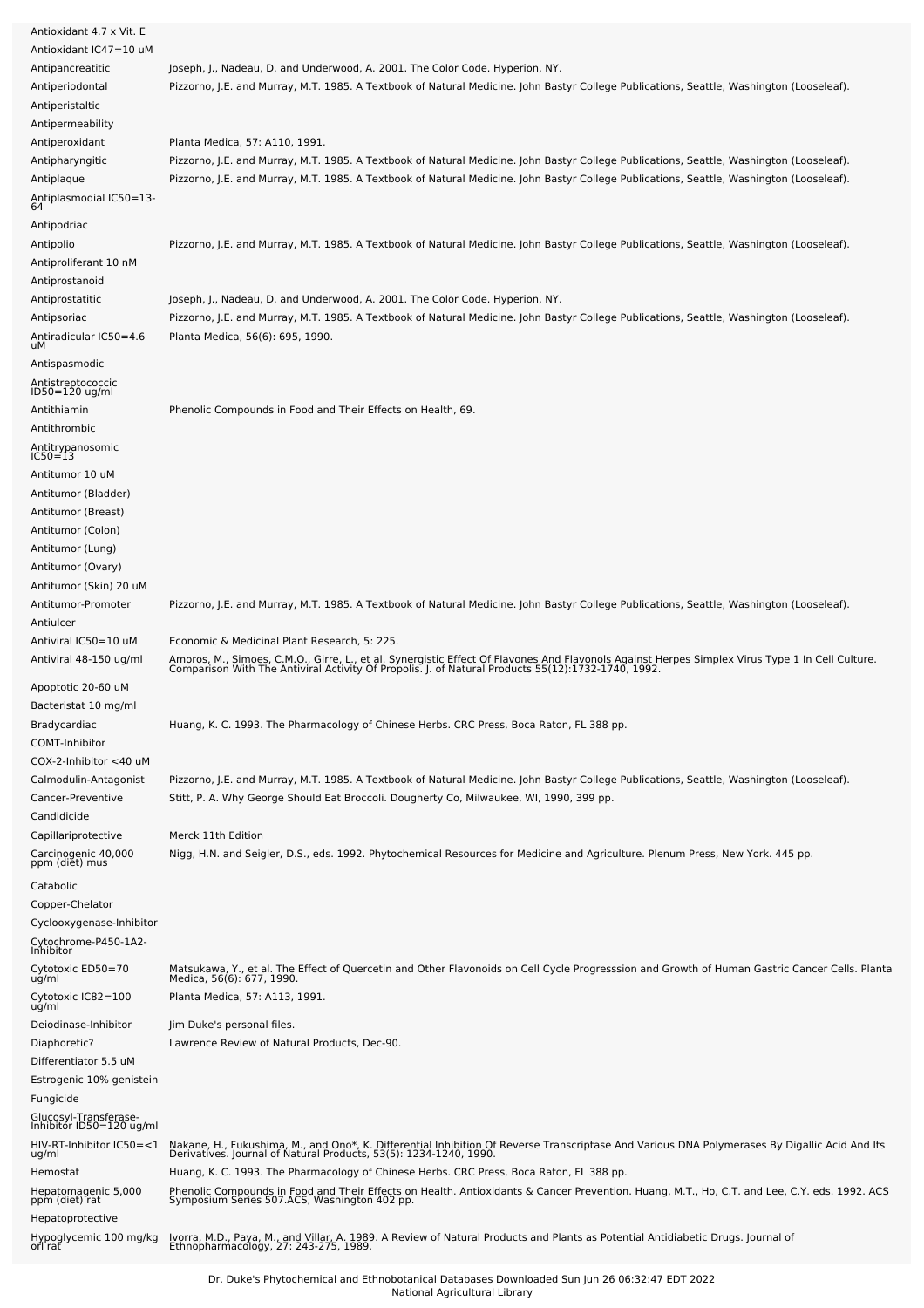| | |
|---|---|
| Antioxidant 4.7 x Vit. E | |
| Antioxidant IC47=10 uM | |
| Antipancreatitic | Joseph, J., Nadeau, D. and Underwood, A. 2001. The Color Code. Hyperion, NY. |
| Antiperiodontal | Pizzorno, J.E. and Murray, M.T. 1985. A Textbook of Natural Medicine. John Bastyr College Publications, Seattle, Washington (Looseleaf). |
| Antiperistaltic | |
| Antipermeability | |
| Antiperoxidant | Planta Medica, 57: A110, 1991. |
| Antipharyngitic | Pizzorno, J.E. and Murray, M.T. 1985. A Textbook of Natural Medicine. John Bastyr College Publications, Seattle, Washington (Looseleaf). |
| Antiplaque | Pizzorno, J.E. and Murray, M.T. 1985. A Textbook of Natural Medicine. John Bastyr College Publications, Seattle, Washington (Looseleaf). |
| Antiplasmodial IC50=13-64 | |
| Antipodriac | |
| Antipolio | Pizzorno, J.E. and Murray, M.T. 1985. A Textbook of Natural Medicine. John Bastyr College Publications, Seattle, Washington (Looseleaf). |
| Antiproliferant 10 nM | |
| Antiprostanoid | |
| Antiprostatitic | Joseph, J., Nadeau, D. and Underwood, A. 2001. The Color Code. Hyperion, NY. |
| Antipsoriac | Pizzorno, J.E. and Murray, M.T. 1985. A Textbook of Natural Medicine. John Bastyr College Publications, Seattle, Washington (Looseleaf). |
| Antiradicular IC50=4.6 uM | Planta Medica, 56(6): 695, 1990. |
| Antispasmodic | |
| Antistreptococcic ID50=120 ug/ml | |
| Antithiamin | Phenolic Compounds in Food and Their Effects on Health, 69. |
| Antithrombic | |
| Antitrypanosomic IC50=13 | |
| Antitumor 10 uM | |
| Antitumor (Bladder) | |
| Antitumor (Breast) | |
| Antitumor (Colon) | |
| Antitumor (Lung) | |
| Antitumor (Ovary) | |
| Antitumor (Skin) 20 uM | |
| Antitumor-Promoter | Pizzorno, J.E. and Murray, M.T. 1985. A Textbook of Natural Medicine. John Bastyr College Publications, Seattle, Washington (Looseleaf). |
| Antiulcer | |
| Antiviral IC50=10 uM | Economic & Medicinal Plant Research, 5: 225. |
| Antiviral 48-150 ug/ml | Amoros, M., Simoes, C.M.O., Girre, L., et al. Synergistic Effect Of Flavones And Flavonols Against Herpes Simplex Virus Type 1 In Cell Culture. Comparison With The Antiviral Activity Of Propolis. J. of Natural Products 55(12):1732-1740, 1992. |
| Apoptotic 20-60 uM | |
| Bacteristat 10 mg/ml | |
| Bradycardiac | Huang, K. C. 1993. The Pharmacology of Chinese Herbs. CRC Press, Boca Raton, FL 388 pp. |
| COMT-Inhibitor | |
| COX-2-Inhibitor <40 uM | |
| Calmodulin-Antagonist | Pizzorno, J.E. and Murray, M.T. 1985. A Textbook of Natural Medicine. John Bastyr College Publications, Seattle, Washington (Looseleaf). |
| Cancer-Preventive | Stitt, P. A. Why George Should Eat Broccoli. Dougherty Co, Milwaukee, WI, 1990, 399 pp. |
| Candidicide | |
| Capillariprotective | Merck 11th Edition |
| Carcinogenic 40,000 ppm (diet) mus | Nigg, H.N. and Seigler, D.S., eds. 1992. Phytochemical Resources for Medicine and Agriculture. Plenum Press, New York. 445 pp. |
| Catabolic | |
| Copper-Chelator | |
| Cyclooxygenase-Inhibitor | |
| Cytochrome-P450-1A2-Inhibitor | |
| Cytotoxic ED50=70 ug/ml | Matsukawa, Y., et al. The Effect of Quercetin and Other Flavonoids on Cell Cycle Progresssion and Growth of Human Gastric Cancer Cells. Planta Medica, 56(6): 677, 1990. |
| Cytotoxic IC82=100 ug/ml | Planta Medica, 57: A113, 1991. |
| Deiodinase-Inhibitor | Jim Duke's personal files. |
| Diaphoretic? | Lawrence Review of Natural Products, Dec-90. |
| Differentiator 5.5 uM | |
| Estrogenic 10% genistein | |
| Fungicide | |
| Glucosyl-Transferase-Inhibitor ID50=120 ug/ml | |
| HIV-RT-Inhibitor IC50=<1 ug/ml | Nakane, H., Fukushima, M., and Ono*, K. Differential Inhibition Of Reverse Transcriptase And Various DNA Polymerases By Digallic Acid And Its Derivatives. Journal of Natural Products, 53(5): 1234-1240, 1990. |
| Hemostat | Huang, K. C. 1993. The Pharmacology of Chinese Herbs. CRC Press, Boca Raton, FL 388 pp. |
| Hepatomagenic 5,000 ppm (diet) rat | Phenolic Compounds in Food and Their Effects on Health. Antioxidants & Cancer Prevention. Huang, M.T., Ho, C.T. and Lee, C.Y. eds. 1992. ACS Symposium Series 507.ACS, Washington 402 pp. |
| Hepatoprotective | |
| Hypoglycemic 100 mg/kg orl rat | Ivorra, M.D., Paya, M., and Villar, A. 1989. A Review of Natural Products and Plants as Potential Antidiabetic Drugs. Journal of Ethnopharmacology, 27: 243-275, 1989. |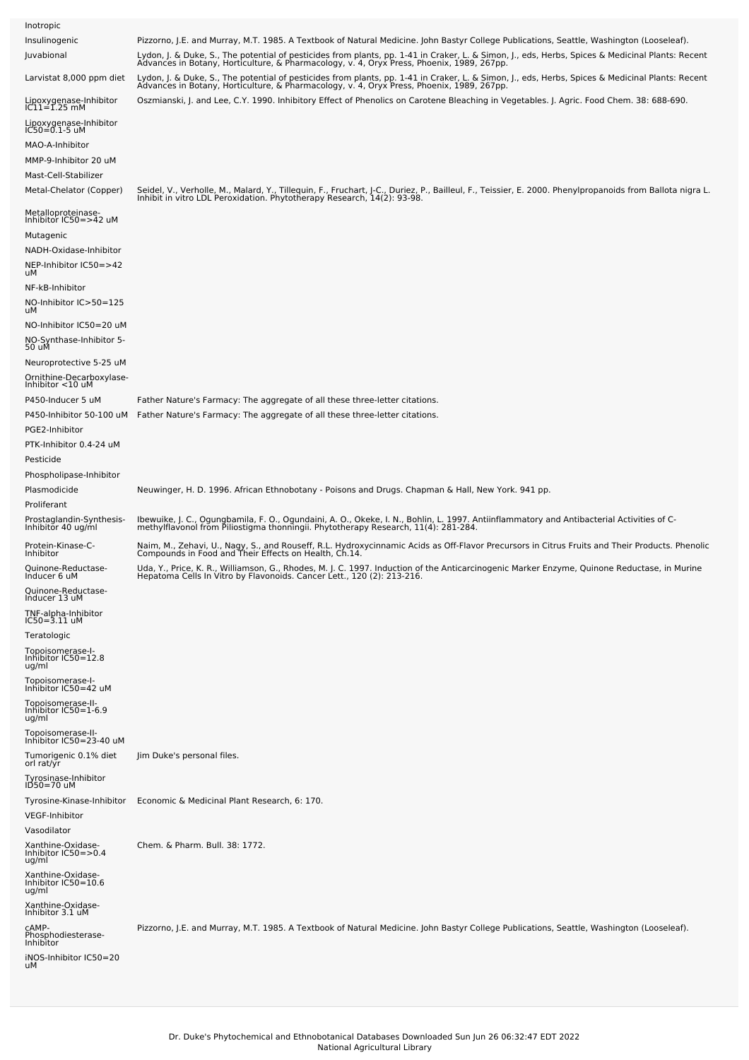| | |
|---|---|
| Inotropic | |
| Insulinogenic | Pizzorno, J.E. and Murray, M.T. 1985. A Textbook of Natural Medicine. John Bastyr College Publications, Seattle, Washington (Looseleaf). |
| Juvabional | Lydon, J. & Duke, S., The potential of pesticides from plants, pp. 1-41 in Craker, L. & Simon, J., eds, Herbs, Spices & Medicinal Plants: Recent Advances in Botany, Horticulture, & Pharmacology, v. 4, Oryx Press, Phoenix, 1989, 267pp. |
| Larvistat 8,000 ppm diet | Lydon, J. & Duke, S., The potential of pesticides from plants, pp. 1-41 in Craker, L. & Simon, J., eds, Herbs, Spices & Medicinal Plants: Recent Advances in Botany, Horticulture, & Pharmacology, v. 4, Oryx Press, Phoenix, 1989, 267pp. |
| Lipoxygenase-Inhibitor IC11=1.25 mM | Oszmianski, J. and Lee, C.Y. 1990. Inhibitory Effect of Phenolics on Carotene Bleaching in Vegetables. J. Agric. Food Chem. 38: 688-690. |
| Lipoxygenase-Inhibitor IC50=0.1-5 uM | |
| MAO-A-Inhibitor | |
| MMP-9-Inhibitor 20 uM | |
| Mast-Cell-Stabilizer | |
| Metal-Chelator (Copper) | Seidel, V., Verholle, M., Malard, Y., Tillequin, F., Fruchart, J-C., Duriez, P., Bailleul, F., Teissier, E. 2000. Phenylpropanoids from Ballota nigra L. Inhibit in vitro LDL Peroxidation. Phytotherapy Research, 14(2): 93-98. |
| Metalloproteinase-Inhibitor IC50=>42 uM | |
| Mutagenic | |
| NADH-Oxidase-Inhibitor | |
| NEP-Inhibitor IC50=>42 uM | |
| NF-kB-Inhibitor | |
| NO-Inhibitor IC>50=125 uM | |
| NO-Inhibitor IC50=20 uM | |
| NO-Synthase-Inhibitor 5-50 uM | |
| Neuroprotective 5-25 uM | |
| Ornithine-Decarboxylase-Inhibitor <10 uM | |
| P450-Inducer 5 uM | Father Nature's Farmacy: The aggregate of all these three-letter citations. |
| P450-Inhibitor 50-100 uM | Father Nature's Farmacy: The aggregate of all these three-letter citations. |
| PGE2-Inhibitor | |
| PTK-Inhibitor 0.4-24 uM | |
| Pesticide | |
| Phospholipase-Inhibitor | |
| Plasmodicide | Neuwinger, H. D. 1996. African Ethnobotany - Poisons and Drugs. Chapman & Hall, New York. 941 pp. |
| Proliferant | |
| Prostaglandin-Synthesis-Inhibitor 40 ug/ml | Ibewuike, J. C., Ogungbamila, F. O., Ogundaini, A. O., Okeke, I. N., Bohlin, L. 1997. Antiinflammatory and Antibacterial Activities of C-methylflavonol from Piliostigma thonningii. Phytotherapy Research, 11(4): 281-284. |
| Protein-Kinase-C-Inhibitor | Naim, M., Zehavi, U., Nagy, S., and Rouseff, R.L. Hydroxycinnamic Acids as Off-Flavor Precursors in Citrus Fruits and Their Products. Phenolic Compounds in Food and Their Effects on Health, Ch.14. |
| Quinone-Reductase-Inducer 6 uM | Uda, Y., Price, K. R., Williamson, G., Rhodes, M. J. C. 1997. Induction of the Anticarcinogenic Marker Enzyme, Quinone Reductase, in Murine Hepatoma Cells In Vitro by Flavonoids. Cancer Lett., 120 (2): 213-216. |
| Quinone-Reductase-Inducer 13 uM | |
| TNF-alpha-Inhibitor IC50=3.11 uM | |
| Teratologic | |
| Topoisomerase-I-Inhibitor IC50=12.8 ug/ml | |
| Topoisomerase-I-Inhibitor IC50=42 uM | |
| Topoisomerase-II-Inhibitor IC50=1-6.9 ug/ml | |
| Topoisomerase-II-Inhibitor IC50=23-40 uM | |
| Tumorigenic 0.1% diet orl rat/yr | Jim Duke's personal files. |
| Tyrosinase-Inhibitor ID50=70 uM | |
| Tyrosine-Kinase-Inhibitor | Economic & Medicinal Plant Research, 6: 170. |
| VEGF-Inhibitor | |
| Vasodilator | |
| Xanthine-Oxidase-Inhibitor IC50=>0.4 ug/ml | Chem. & Pharm. Bull. 38: 1772. |
| Xanthine-Oxidase-Inhibitor IC50=10.6 ug/ml | |
| Xanthine-Oxidase-Inhibitor 3.1 uM | |
| cAMP-Phosphodiesterase-Inhibitor | Pizzorno, J.E. and Murray, M.T. 1985. A Textbook of Natural Medicine. John Bastyr College Publications, Seattle, Washington (Looseleaf). |
| iNOS-Inhibitor IC50=20 uM | |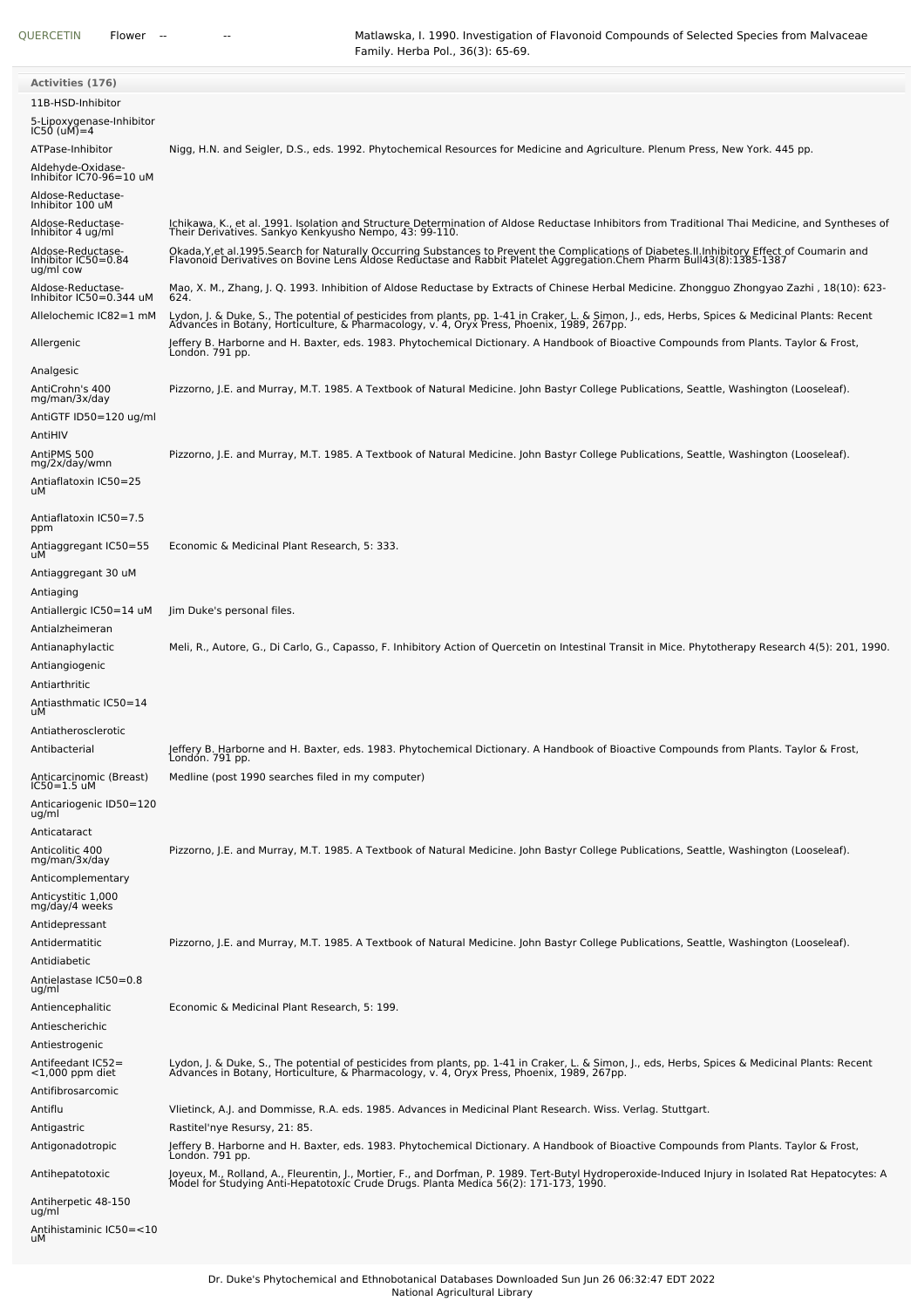| QUERCETIN | Flower | -- | -- | Matlawska, I. 1990. Investigation of Flavonoid Compounds of Selected Species from Malvaceae Family. Herba Pol., 36(3): 65-69. |
|---|---|---|---|---|

| Activities (176) | |
|---|---|
| 11B-HSD-Inhibitor | |
| 5-Lipoxygenase-Inhibitor IC50 (uM)=4 | |
| ATPase-Inhibitor | Nigg, H.N. and Seigler, D.S., eds. 1992. Phytochemical Resources for Medicine and Agriculture. Plenum Press, New York. 445 pp. |
| Aldehyde-Oxidase-Inhibitor IC70-96=10 uM | |
| Aldose-Reductase-Inhibitor 100 uM | |
| Aldose-Reductase-Inhibitor 4 ug/ml | Ichikawa, K., et al. 1991. Isolation and Structure Determination of Aldose Reductase Inhibitors from Traditional Thai Medicine, and Syntheses of Their Derivatives. Sankyo Kenkyusho Nempo, 43: 99-110. |
| Aldose-Reductase-Inhibitor IC50=0.84 ug/ml cow | Okada,Y,et al.1995.Search for Naturally Occurring Substances to Prevent the Complications of Diabetes.II.Inhibitory Effect of Coumarin and Flavonoid Derivatives on Bovine Lens Aldose Reductase and Rabbit Platelet Aggregation.Chem Pharm Bull43(8):1385-1387 |
| Aldose-Reductase-Inhibitor IC50=0.344 uM | Mao, X. M., Zhang, J. Q. 1993. Inhibition of Aldose Reductase by Extracts of Chinese Herbal Medicine. Zhongguo Zhongyao Zazhi , 18(10): 623-624. |
| Allelochemic IC82=1 mM | Lydon, J. & Duke, S., The potential of pesticides from plants, pp. 1-41 in Craker, L. & Simon, J., eds, Herbs, Spices & Medicinal Plants: Recent Advances in Botany, Horticulture, & Pharmacology, v. 4, Oryx Press, Phoenix, 1989, 267pp. |
| Allergenic | Jeffery B. Harborne and H. Baxter, eds. 1983. Phytochemical Dictionary. A Handbook of Bioactive Compounds from Plants. Taylor & Frost, London. 791 pp. |
| Analgesic | |
| AntiCrohn's 400 mg/man/3x/day | Pizzorno, J.E. and Murray, M.T. 1985. A Textbook of Natural Medicine. John Bastyr College Publications, Seattle, Washington (Looseleaf). |
| AntiGTF ID50=120 ug/ml | |
| AntiHIV | |
| AntiPMS 500 mg/2x/day/wmn | Pizzorno, J.E. and Murray, M.T. 1985. A Textbook of Natural Medicine. John Bastyr College Publications, Seattle, Washington (Looseleaf). |
| Antiaflatoxin IC50=25 uM | |
| Antiaflatoxin IC50=7.5 ppm | |
| Antiaggregant IC50=55 uM | Economic & Medicinal Plant Research, 5: 333. |
| Antiaggregant 30 uM | |
| Antiaging | |
| Antiallergic IC50=14 uM | Jim Duke's personal files. |
| Antialzheimeran | |
| Antianaphylactic | Meli, R., Autore, G., Di Carlo, G., Capasso, F. Inhibitory Action of Quercetin on Intestinal Transit in Mice. Phytotherapy Research 4(5): 201, 1990. |
| Antiangiogenic | |
| Antiarthritic | |
| Antiasthmatic IC50=14 uM | |
| Antiatherosclerotic | |
| Antibacterial | Jeffery B. Harborne and H. Baxter, eds. 1983. Phytochemical Dictionary. A Handbook of Bioactive Compounds from Plants. Taylor & Frost, London. 791 pp. |
| Anticarcinomic (Breast) IC50=1.5 uM | Medline (post 1990 searches filed in my computer) |
| Anticariogenic ID50=120 ug/ml | |
| Anticataract | |
| Anticolitic 400 mg/man/3x/day | Pizzorno, J.E. and Murray, M.T. 1985. A Textbook of Natural Medicine. John Bastyr College Publications, Seattle, Washington (Looseleaf). |
| Anticomplementary | |
| Anticystitic 1,000 mg/day/4 weeks | |
| Antidepressant | |
| Antidermatitic | Pizzorno, J.E. and Murray, M.T. 1985. A Textbook of Natural Medicine. John Bastyr College Publications, Seattle, Washington (Looseleaf). |
| Antidiabetic | |
| Antielastase IC50=0.8 ug/ml | |
| Antiencephalitic | Economic & Medicinal Plant Research, 5: 199. |
| Antiescherichic | |
| Antiestrogenic | |
| Antifeedant IC52=<1,000 ppm diet | Lydon, J. & Duke, S., The potential of pesticides from plants, pp. 1-41 in Craker, L. & Simon, J., eds, Herbs, Spices & Medicinal Plants: Recent Advances in Botany, Horticulture, & Pharmacology, v. 4, Oryx Press, Phoenix, 1989, 267pp. |
| Antifibrosarcomic | |
| Antiflu | Vlietinck, A.J. and Dommisse, R.A. eds. 1985. Advances in Medicinal Plant Research. Wiss. Verlag. Stuttgart. |
| Antigastric | Rastitel'nye Resursy, 21: 85. |
| Antigonadotropic | Jeffery B. Harborne and H. Baxter, eds. 1983. Phytochemical Dictionary. A Handbook of Bioactive Compounds from Plants. Taylor & Frost, London. 791 pp. |
| Antihepatotoxic | Joyeux, M., Rolland, A., Fleurentin, J., Mortier, F., and Dorfman, P. 1989. Tert-Butyl Hydroperoxide-Induced Injury in Isolated Rat Hepatocytes: A Model for Studying Anti-Hepatotoxic Crude Drugs. Planta Medica 56(2): 171-173, 1990. |
| Antiherpetic 48-150 ug/ml | |
| Antihistaminic IC50=<10 uM | |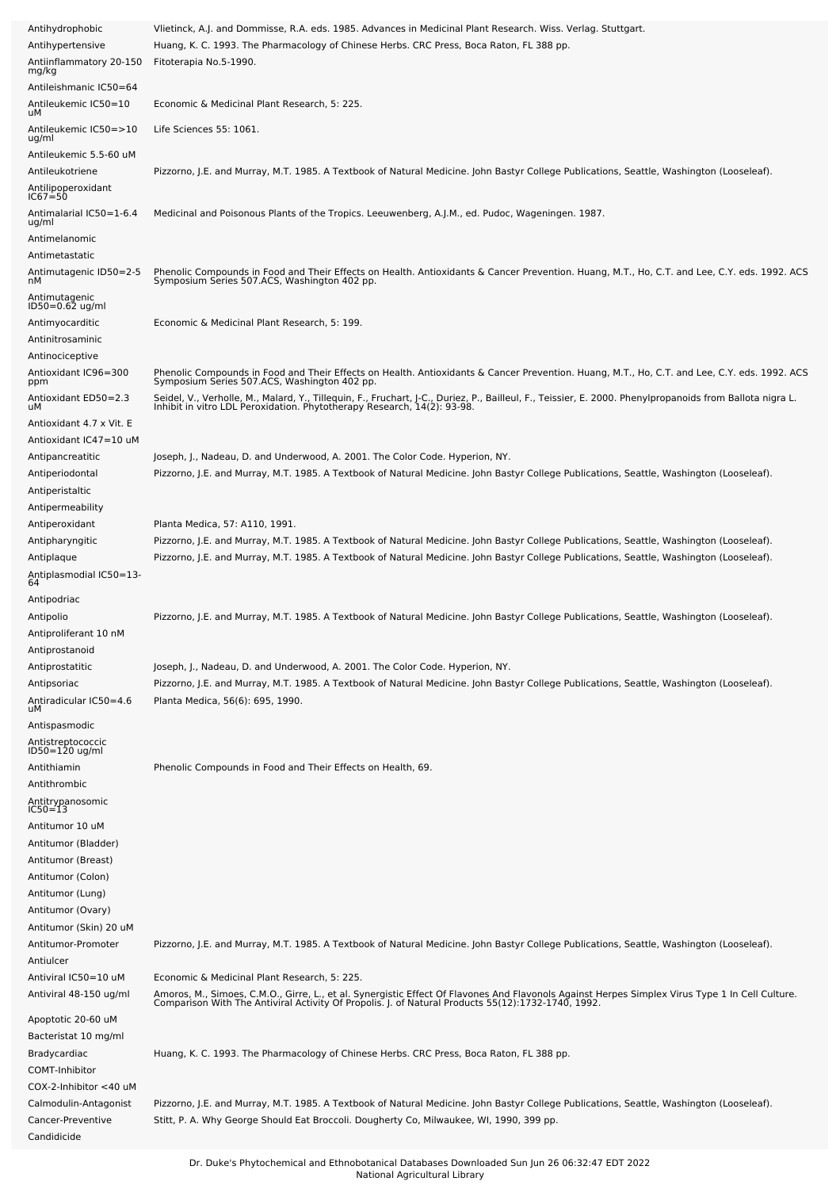| | |
|---|---|
| Antihydrophobic | Vlietinck, A.J. and Dommisse, R.A. eds. 1985. Advances in Medicinal Plant Research. Wiss. Verlag. Stuttgart. |
| Antihypertensive | Huang, K. C. 1993. The Pharmacology of Chinese Herbs. CRC Press, Boca Raton, FL 388 pp. |
| Antiinflammatory 20-150 mg/kg | Fitoterapia No.5-1990. |
| Antileishmanic IC50=64 | |
| Antileukemic IC50=10 uM | Economic & Medicinal Plant Research, 5: 225. |
| Antileukemic IC50=>10 ug/ml | Life Sciences 55: 1061. |
| Antileukemic 5.5-60 uM | |
| Antileukotriene | Pizzorno, J.E. and Murray, M.T. 1985. A Textbook of Natural Medicine. John Bastyr College Publications, Seattle, Washington (Looseleaf). |
| Antilipoperoxidant IC67=50 | |
| Antimalarial IC50=1-6.4 ug/ml | Medicinal and Poisonous Plants of the Tropics. Leeuwenberg, A.J.M., ed. Pudoc, Wageningen. 1987. |
| Antimelanomic | |
| Antimetastatic | |
| Antimutagenic ID50=2-5 nM | Phenolic Compounds in Food and Their Effects on Health. Antioxidants & Cancer Prevention. Huang, M.T., Ho, C.T. and Lee, C.Y. eds. 1992. ACS Symposium Series 507.ACS, Washington 402 pp. |
| Antimutagenic ID50=0.62 ug/ml | |
| Antimyocarditic | Economic & Medicinal Plant Research, 5: 199. |
| Antinitrosaminic | |
| Antinociceptive | |
| Antioxidant IC96=300 ppm | Phenolic Compounds in Food and Their Effects on Health. Antioxidants & Cancer Prevention. Huang, M.T., Ho, C.T. and Lee, C.Y. eds. 1992. ACS Symposium Series 507.ACS, Washington 402 pp. |
| Antioxidant ED50=2.3 uM | Seidel, V., Verholle, M., Malard, Y., Tillequin, F., Fruchart, J-C., Duriez, P., Bailleul, F., Teissier, E. 2000. Phenylpropanoids from Ballota nigra L. Inhibit in vitro LDL Peroxidation. Phytotherapy Research, 14(2): 93-98. |
| Antioxidant 4.7 x Vit. E | |
| Antioxidant IC47=10 uM | |
| Antipancreatitic | Joseph, J., Nadeau, D. and Underwood, A. 2001. The Color Code. Hyperion, NY. |
| Antiperiodontal | Pizzorno, J.E. and Murray, M.T. 1985. A Textbook of Natural Medicine. John Bastyr College Publications, Seattle, Washington (Looseleaf). |
| Antiperistaltic | |
| Antipermeability | |
| Antiperoxidant | Planta Medica, 57: A110, 1991. |
| Antipharyngitic | Pizzorno, J.E. and Murray, M.T. 1985. A Textbook of Natural Medicine. John Bastyr College Publications, Seattle, Washington (Looseleaf). |
| Antiplaque | Pizzorno, J.E. and Murray, M.T. 1985. A Textbook of Natural Medicine. John Bastyr College Publications, Seattle, Washington (Looseleaf). |
| Antiplasmodial IC50=13-64 | |
| Antipodriac | |
| Antipolio | Pizzorno, J.E. and Murray, M.T. 1985. A Textbook of Natural Medicine. John Bastyr College Publications, Seattle, Washington (Looseleaf). |
| Antiproliferant 10 nM | |
| Antiprostanoid | |
| Antiprostatitic | Joseph, J., Nadeau, D. and Underwood, A. 2001. The Color Code. Hyperion, NY. |
| Antipsoriac | Pizzorno, J.E. and Murray, M.T. 1985. A Textbook of Natural Medicine. John Bastyr College Publications, Seattle, Washington (Looseleaf). |
| Antiradicular IC50=4.6 uM | Planta Medica, 56(6): 695, 1990. |
| Antispasmodic | |
| Antistreptococcic ID50=120 ug/ml | |
| Antithiamin | Phenolic Compounds in Food and Their Effects on Health, 69. |
| Antithrombic | |
| Antitrypanosomic IC50=13 | |
| Antitumor 10 uM | |
| Antitumor (Bladder) | |
| Antitumor (Breast) | |
| Antitumor (Colon) | |
| Antitumor (Lung) | |
| Antitumor (Ovary) | |
| Antitumor (Skin) 20 uM | |
| Antitumor-Promoter | Pizzorno, J.E. and Murray, M.T. 1985. A Textbook of Natural Medicine. John Bastyr College Publications, Seattle, Washington (Looseleaf). |
| Antiulcer | |
| Antiviral IC50=10 uM | Economic & Medicinal Plant Research, 5: 225. |
| Antiviral 48-150 ug/ml | Amoros, M., Simoes, C.M.O., Girre, L., et al. Synergistic Effect Of Flavones And Flavonols Against Herpes Simplex Virus Type 1 In Cell Culture. Comparison With The Antiviral Activity Of Propolis. J. of Natural Products 55(12):1732-1740, 1992. |
| Apoptotic 20-60 uM | |
| Bacteristat 10 mg/ml | |
| Bradycardiac | Huang, K. C. 1993. The Pharmacology of Chinese Herbs. CRC Press, Boca Raton, FL 388 pp. |
| COMT-Inhibitor | |
| COX-2-Inhibitor <40 uM | |
| Calmodulin-Antagonist | Pizzorno, J.E. and Murray, M.T. 1985. A Textbook of Natural Medicine. John Bastyr College Publications, Seattle, Washington (Looseleaf). |
| Cancer-Preventive | Stitt, P. A. Why George Should Eat Broccoli. Dougherty Co, Milwaukee, WI, 1990, 399 pp. |
| Candidicide | |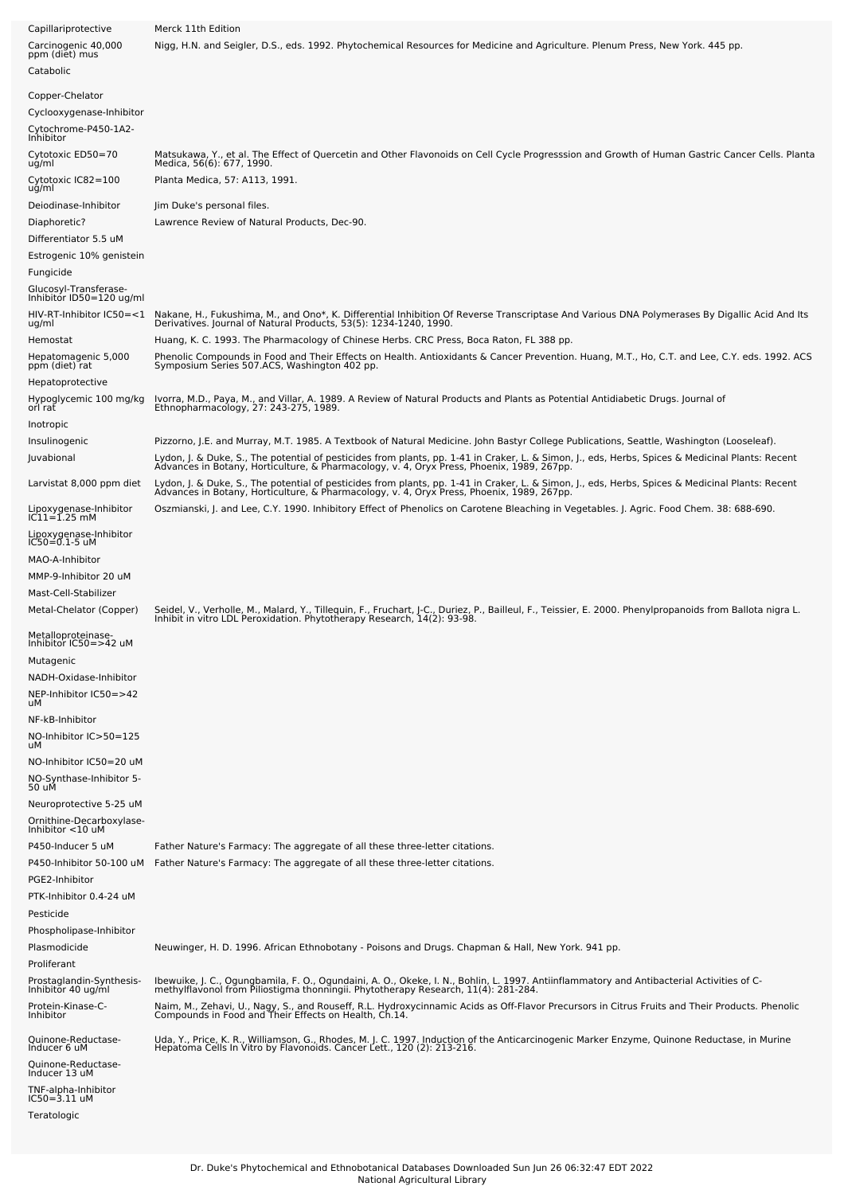| | |
|---|---|
| Capillariprotective | Merck 11th Edition |
| Carcinogenic 40,000 ppm (diet) mus | Nigg, H.N. and Seigler, D.S., eds. 1992. Phytochemical Resources for Medicine and Agriculture. Plenum Press, New York. 445 pp. |
| Catabolic | |
| Copper-Chelator | |
| Cyclooxygenase-Inhibitor | |
| Cytochrome-P450-1A2-Inhibitor | |
| Cytotoxic ED50=70 ug/ml | Matsukawa, Y., et al. The Effect of Quercetin and Other Flavonoids on Cell Cycle Progresssion and Growth of Human Gastric Cancer Cells. Planta Medica, 56(6): 677, 1990. |
| Cytotoxic IC82=100 ug/ml | Planta Medica, 57: A113, 1991. |
| Deiodinase-Inhibitor | Jim Duke's personal files. |
| Diaphoretic? | Lawrence Review of Natural Products, Dec-90. |
| Differentiator 5.5 uM | |
| Estrogenic 10% genistein | |
| Fungicide | |
| Glucosyl-Transferase-Inhibitor ID50=120 ug/ml | |
| HIV-RT-Inhibitor IC50=<1 ug/ml | Nakane, H., Fukushima, M., and Ono*, K. Differential Inhibition Of Reverse Transcriptase And Various DNA Polymerases By Digallic Acid And Its Derivatives. Journal of Natural Products, 53(5): 1234-1240, 1990. |
| Hemostat | Huang, K. C. 1993. The Pharmacology of Chinese Herbs. CRC Press, Boca Raton, FL 388 pp. |
| Hepatomagenic 5,000 ppm (diet) rat | Phenolic Compounds in Food and Their Effects on Health. Antioxidants & Cancer Prevention. Huang, M.T., Ho, C.T. and Lee, C.Y. eds. 1992. ACS Symposium Series 507.ACS, Washington 402 pp. |
| Hepatoprotective | |
| Hypoglycemic 100 mg/kg orl rat | Ivorra, M.D., Paya, M., and Villar, A. 1989. A Review of Natural Products and Plants as Potential Antidiabetic Drugs. Journal of Ethnopharmacology, 27: 243-275, 1989. |
| Inotropic | |
| Insulinogenic | Pizzorno, J.E. and Murray, M.T. 1985. A Textbook of Natural Medicine. John Bastyr College Publications, Seattle, Washington (Looseleaf). |
| Juvabional | Lydon, J. & Duke, S., The potential of pesticides from plants, pp. 1-41 in Craker, L. & Simon, J., eds, Herbs, Spices & Medicinal Plants: Recent Advances in Botany, Horticulture, & Pharmacology, v. 4, Oryx Press, Phoenix, 1989, 267pp. |
| Larvistat 8,000 ppm diet | Lydon, J. & Duke, S., The potential of pesticides from plants, pp. 1-41 in Craker, L. & Simon, J., eds, Herbs, Spices & Medicinal Plants: Recent Advances in Botany, Horticulture, & Pharmacology, v. 4, Oryx Press, Phoenix, 1989, 267pp. |
| Lipoxygenase-Inhibitor IC11=1.25 mM | Oszmianski, J. and Lee, C.Y. 1990. Inhibitory Effect of Phenolics on Carotene Bleaching in Vegetables. J. Agric. Food Chem. 38: 688-690. |
| Lipoxygenase-Inhibitor IC50=0.1-5 uM | |
| MAO-A-Inhibitor | |
| MMP-9-Inhibitor 20 uM | |
| Mast-Cell-Stabilizer | |
| Metal-Chelator (Copper) | Seidel, V., Verholle, M., Malard, Y., Tillequin, F., Fruchart, J-C., Duriez, P., Bailleul, F., Teissier, E. 2000. Phenylpropanoids from Ballota nigra L. Inhibit in vitro LDL Peroxidation. Phytotherapy Research, 14(2): 93-98. |
| Metalloproteinase-Inhibitor IC50=>42 uM | |
| Mutagenic | |
| NADH-Oxidase-Inhibitor | |
| NEP-Inhibitor IC50=>42 uM | |
| NF-kB-Inhibitor | |
| NO-Inhibitor IC>50=125 uM | |
| NO-Inhibitor IC50=20 uM | |
| NO-Synthase-Inhibitor 5-50 uM | |
| Neuroprotective 5-25 uM | |
| Ornithine-Decarboxylase-Inhibitor <10 uM | |
| P450-Inducer 5 uM | Father Nature's Farmacy: The aggregate of all these three-letter citations. |
| P450-Inhibitor 50-100 uM | Father Nature's Farmacy: The aggregate of all these three-letter citations. |
| PGE2-Inhibitor | |
| PTK-Inhibitor 0.4-24 uM | |
| Pesticide | |
| Phospholipase-Inhibitor | |
| Plasmodicide | Neuwinger, H. D. 1996. African Ethnobotany - Poisons and Drugs. Chapman & Hall, New York. 941 pp. |
| Proliferant | |
| Prostaglandin-Synthesis-Inhibitor 40 ug/ml | Ibewuike, J. C., Ogungbamila, F. O., Ogundaini, A. O., Okeke, I. N., Bohlin, L. 1997. Antiinflammatory and Antibacterial Activities of C-methylflavonol from Piliostigma thonningii. Phytotherapy Research, 11(4): 281-284. |
| Protein-Kinase-C-Inhibitor | Naim, M., Zehavi, U., Nagy, S., and Rouseff, R.L. Hydroxycinnamic Acids as Off-Flavor Precursors in Citrus Fruits and Their Products. Phenolic Compounds in Food and Their Effects on Health, Ch.14. |
| Quinone-Reductase-Inducer 6 uM | Uda, Y., Price, K. R., Williamson, G., Rhodes, M. J. C. 1997. Induction of the Anticarcinogenic Marker Enzyme, Quinone Reductase, in Murine Hepatoma Cells In Vitro by Flavonoids. Cancer Lett., 120 (2): 213-216. |
| Quinone-Reductase-Inducer 13 uM | |
| TNF-alpha-Inhibitor IC50=3.11 uM | |
| Teratologic | |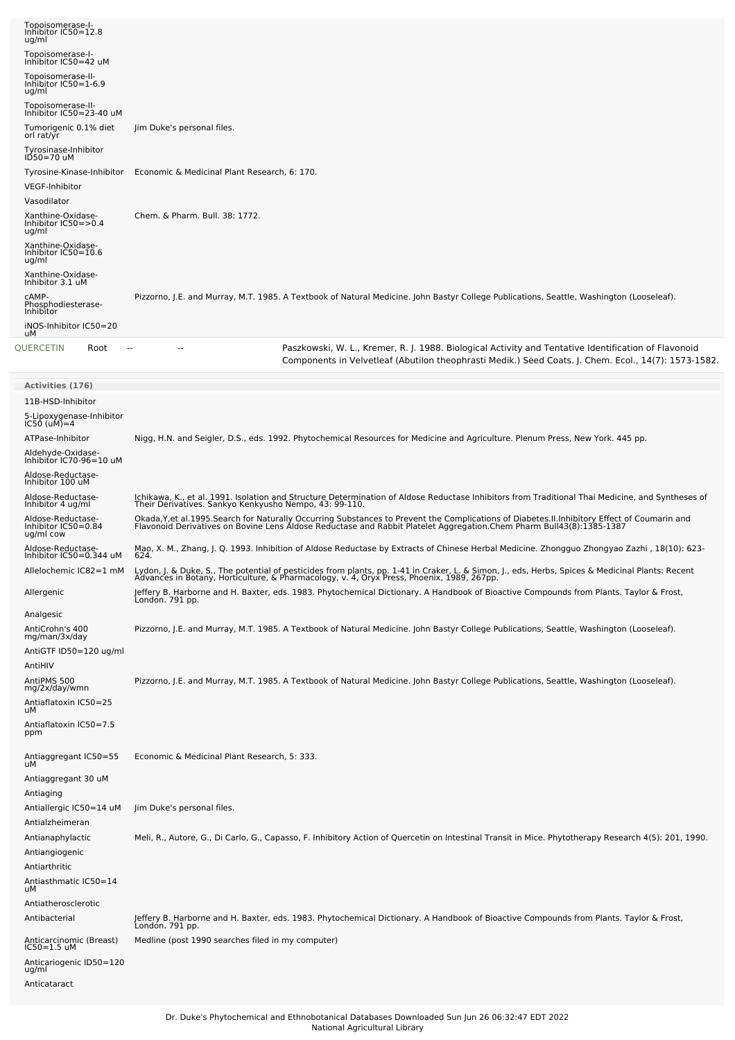| Activity | Reference |
|---|---|
| Topoisomerase-I-Inhibitor IC50=12.8 ug/ml | |
| Topoisomerase-I-Inhibitor IC50=42 uM | |
| Topoisomerase-II-Inhibitor IC50=1-6.9 ug/ml | |
| Topoisomerase-II-Inhibitor IC50=23-40 uM | |
| Tumorigenic 0.1% diet orl rat/yr | Jim Duke's personal files. |
| Tyrosinase-Inhibitor ID50=70 uM | |
| Tyrosine-Kinase-Inhibitor | Economic & Medicinal Plant Research, 6: 170. |
| VEGF-Inhibitor | |
| Vasodilator | |
| Xanthine-Oxidase-Inhibitor IC50=>0.4 ug/ml | Chem. & Pharm. Bull. 38: 1772. |
| Xanthine-Oxidase-Inhibitor IC50=10.6 ug/ml | |
| Xanthine-Oxidase-Inhibitor 3.1 uM | |
| cAMP-Phosphodiesterase-Inhibitor | Pizzorno, J.E. and Murray, M.T. 1985. A Textbook of Natural Medicine. John Bastyr College Publications, Seattle, Washington (Looseleaf). |
| iNOS-Inhibitor IC50=20 uM | |

| Chemical | Part | Low | High | Reference |
|---|---|---|---|---|
| QUERCETIN | Root | -- | -- | Paszkowski, W. L., Kremer, R. J. 1988. Biological Activity and Tentative Identification of Flavonoid Components in Velvetleaf (Abutilon theophrasti Medik.) Seed Coats. J. Chem. Ecol., 14(7): 1573-1582. |

**Activities (176)**

| Activity | Reference |
|---|---|
| 11B-HSD-Inhibitor | |
| 5-Lipoxygenase-Inhibitor IC50 (uM)=4 | |
| ATPase-Inhibitor | Nigg, H.N. and Seigler, D.S., eds. 1992. Phytochemical Resources for Medicine and Agriculture. Plenum Press, New York. 445 pp. |
| Aldehyde-Oxidase-Inhibitor IC70-96=10 uM | |
| Aldose-Reductase-Inhibitor 100 uM | |
| Aldose-Reductase-Inhibitor 4 ug/ml | Ichikawa, K., et al. 1991. Isolation and Structure Determination of Aldose Reductase Inhibitors from Traditional Thai Medicine, and Syntheses of Their Derivatives. Sankyo Kenkyusho Nempo, 43: 99-110. |
| Aldose-Reductase-Inhibitor IC50=0.84 ug/ml cow | Okada,Y,et al.1995.Search for Naturally Occurring Substances to Prevent the Complications of Diabetes.II.Inhibitory Effect of Coumarin and Flavonoid Derivatives on Bovine Lens Aldose Reductase and Rabbit Platelet Aggregation.Chem Pharm Bull43(8):1385-1387 |
| Aldose-Reductase-Inhibitor IC50=0.344 uM | Mao, X. M., Zhang, J. Q. 1993. Inhibition of Aldose Reductase by Extracts of Chinese Herbal Medicine. Zhongguo Zhongyao Zazhi , 18(10): 623-624. |
| Allelochemic IC82=1 mM | Lydon, J. & Duke, S., The potential of pesticides from plants, pp. 1-41 in Craker, L. & Simon, J., eds, Herbs, Spices & Medicinal Plants: Recent Advances in Botany, Horticulture, & Pharmacology, v. 4, Oryx Press, Phoenix, 1989, 267pp. |
| Allergenic | Jeffery B. Harborne and H. Baxter, eds. 1983. Phytochemical Dictionary. A Handbook of Bioactive Compounds from Plants. Taylor & Frost, London. 791 pp. |
| Analgesic | |
| AntiCrohn's 400 mg/man/3x/day | Pizzorno, J.E. and Murray, M.T. 1985. A Textbook of Natural Medicine. John Bastyr College Publications, Seattle, Washington (Looseleaf). |
| AntiGTF ID50=120 ug/ml | |
| AntiHIV | |
| AntiPMS 500 mg/2x/day/wmn | Pizzorno, J.E. and Murray, M.T. 1985. A Textbook of Natural Medicine. John Bastyr College Publications, Seattle, Washington (Looseleaf). |
| Antiaflatoxin IC50=25 uM | |
| Antiaflatoxin IC50=7.5 ppm | |
| Antiaggregant IC50=55 uM | Economic & Medicinal Plant Research, 5: 333. |
| Antiaggregant 30 uM | |
| Antiaging | |
| Antiallergic IC50=14 uM | Jim Duke's personal files. |
| Antialzheimeran | |
| Antianaphylactic | Meli, R., Autore, G., Di Carlo, G., Capasso, F. Inhibitory Action of Quercetin on Intestinal Transit in Mice. Phytotherapy Research 4(5): 201, 1990. |
| Antiangiogenic | |
| Antiarthritic | |
| Antiasthmatic IC50=14 uM | |
| Antiatherosclerotic | |
| Antibacterial | Jeffery B. Harborne and H. Baxter, eds. 1983. Phytochemical Dictionary. A Handbook of Bioactive Compounds from Plants. Taylor & Frost, London. 791 pp. |
| Anticarcinomic (Breast) IC50=1.5 uM | Medline (post 1990 searches filed in my computer) |
| Anticariogenic ID50=120 ug/ml | |
| Anticataract | |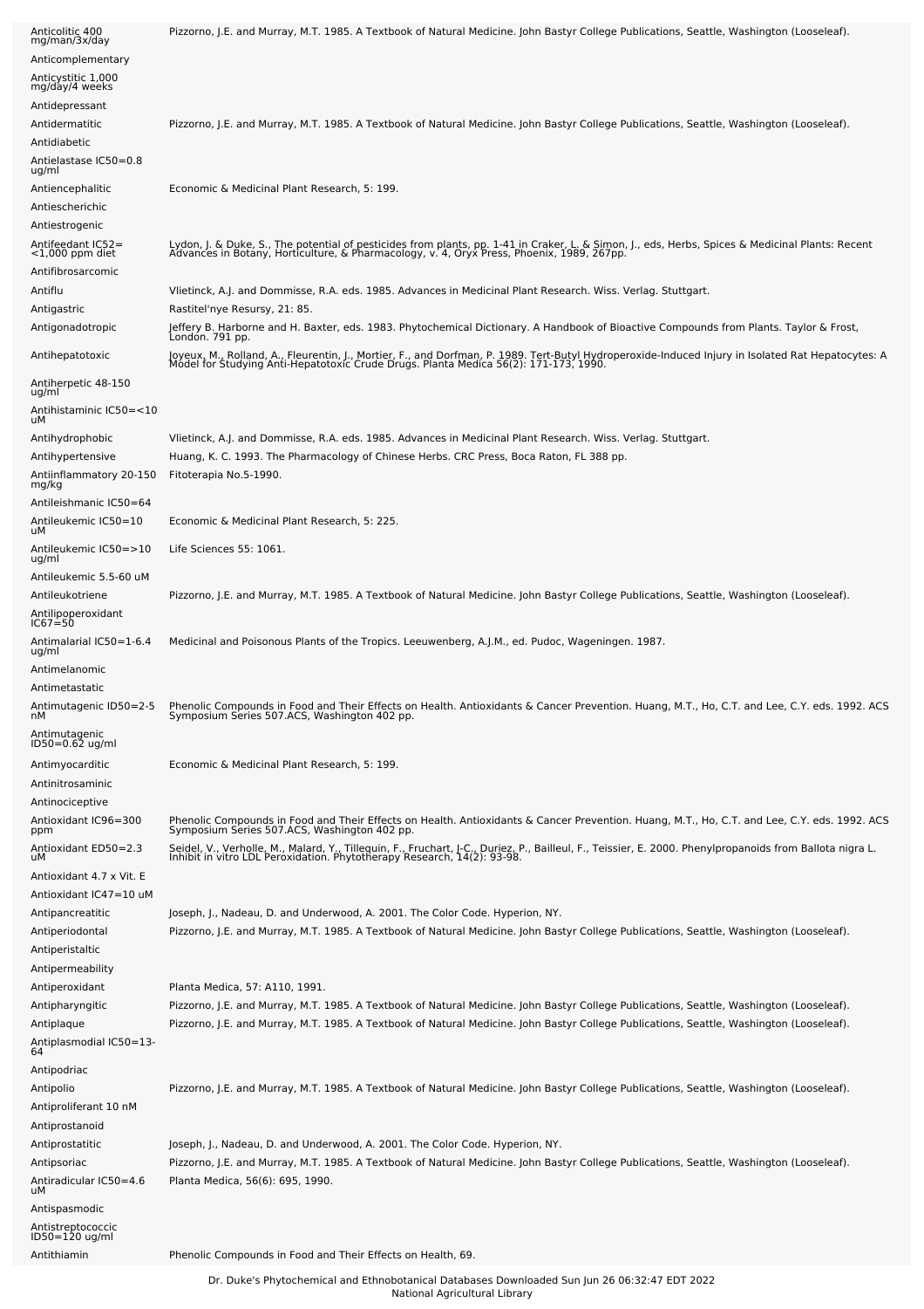| Activity | Reference |
|---|---|
| Anticolitic 400 mg/man/3x/day | Pizzorno, J.E. and Murray, M.T. 1985. A Textbook of Natural Medicine. John Bastyr College Publications, Seattle, Washington (Looseleaf). |
| Anticomplementary | |
| Anticystitic 1,000 mg/day/4 weeks | |
| Antidepressant | |
| Antidermatitic | Pizzorno, J.E. and Murray, M.T. 1985. A Textbook of Natural Medicine. John Bastyr College Publications, Seattle, Washington (Looseleaf). |
| Antidiabetic | |
| Antielastase IC50=0.8 ug/ml | |
| Antiencephalitic | Economic & Medicinal Plant Research, 5: 199. |
| Antiescherichic | |
| Antiestrogenic | |
| Antifeedant IC52= <1,000 ppm diet | Lydon, J. & Duke, S., The potential of pesticides from plants, pp. 1-41 in Craker, L. & Simon, J., eds, Herbs, Spices & Medicinal Plants: Recent Advances in Botany, Horticulture, & Pharmacology, v. 4, Oryx Press, Phoenix, 1989, 267pp. |
| Antifibrosarcomic | |
| Antiflu | Vlietinck, A.J. and Dommisse, R.A. eds. 1985. Advances in Medicinal Plant Research. Wiss. Verlag. Stuttgart. |
| Antigastric | Rastitel'nye Resursy, 21: 85. |
| Antigonadotropic | Jeffery B. Harborne and H. Baxter, eds. 1983. Phytochemical Dictionary. A Handbook of Bioactive Compounds from Plants. Taylor & Frost, London. 791 pp. |
| Antihepatotoxic | Joyeux, M., Rolland, A., Fleurentin, J., Mortier, F., and Dorfman, P. 1989. Tert-Butyl Hydroperoxide-Induced Injury in Isolated Rat Hepatocytes: A Model for Studying Anti-Hepatotoxic Crude Drugs. Planta Medica 56(2): 171-173, 1990. |
| Antiherpetic 48-150 ug/ml | |
| Antihistaminic IC50=<10 uM | |
| Antihydrophobic | Vlietinck, A.J. and Dommisse, R.A. eds. 1985. Advances in Medicinal Plant Research. Wiss. Verlag. Stuttgart. |
| Antihypertensive | Huang, K. C. 1993. The Pharmacology of Chinese Herbs. CRC Press, Boca Raton, FL 388 pp. |
| Antiinflammatory 20-150 mg/kg | Fitoterapia No.5-1990. |
| Antileishmanic IC50=64 | |
| Antileukemic IC50=10 uM | Economic & Medicinal Plant Research, 5: 225. |
| Antileukemic IC50=>10 ug/ml | Life Sciences 55: 1061. |
| Antileukemic 5.5-60 uM | |
| Antileukotriene | Pizzorno, J.E. and Murray, M.T. 1985. A Textbook of Natural Medicine. John Bastyr College Publications, Seattle, Washington (Looseleaf). |
| Antilipoperoxidant IC67=50 | |
| Antimalarial IC50=1-6.4 ug/ml | Medicinal and Poisonous Plants of the Tropics. Leeuwenberg, A.J.M., ed. Pudoc, Wageningen. 1987. |
| Antimelanomic | |
| Antimetastatic | |
| Antimutagenic ID50=2-5 nM | Phenolic Compounds in Food and Their Effects on Health. Antioxidants & Cancer Prevention. Huang, M.T., Ho, C.T. and Lee, C.Y. eds. 1992. ACS Symposium Series 507.ACS, Washington 402 pp. |
| Antimutagenic ID50=0.62 ug/ml | |
| Antimyocarditic | Economic & Medicinal Plant Research, 5: 199. |
| Antinitrosaminic | |
| Antinociceptive | |
| Antioxidant IC96=300 ppm | Phenolic Compounds in Food and Their Effects on Health. Antioxidants & Cancer Prevention. Huang, M.T., Ho, C.T. and Lee, C.Y. eds. 1992. ACS Symposium Series 507.ACS, Washington 402 pp. |
| Antioxidant ED50=2.3 uM | Seidel, V., Verholle, M., Malard, Y., Tillequin, F., Fruchart, J-C., Duriez, P., Bailleul, F., Teissier, E. 2000. Phenylpropanoids from Ballota nigra L. Inhibit in vitro LDL Peroxidation. Phytotherapy Research, 14(2): 93-98. |
| Antioxidant 4.7 x Vit. E | |
| Antioxidant IC47=10 uM | |
| Antipancreatitic | Joseph, J., Nadeau, D. and Underwood, A. 2001. The Color Code. Hyperion, NY. |
| Antiperiodontal | Pizzorno, J.E. and Murray, M.T. 1985. A Textbook of Natural Medicine. John Bastyr College Publications, Seattle, Washington (Looseleaf). |
| Antiperistaltic | |
| Antipermeability | |
| Antiperoxidant | Planta Medica, 57: A110, 1991. |
| Antipharyngitic | Pizzorno, J.E. and Murray, M.T. 1985. A Textbook of Natural Medicine. John Bastyr College Publications, Seattle, Washington (Looseleaf). |
| Antiplaque | Pizzorno, J.E. and Murray, M.T. 1985. A Textbook of Natural Medicine. John Bastyr College Publications, Seattle, Washington (Looseleaf). |
| Antiplasmodial IC50=13-64 | |
| Antipodriac | |
| Antipolio | Pizzorno, J.E. and Murray, M.T. 1985. A Textbook of Natural Medicine. John Bastyr College Publications, Seattle, Washington (Looseleaf). |
| Antiproliferant 10 nM | |
| Antiprostanoid | |
| Antiprostatitic | Joseph, J., Nadeau, D. and Underwood, A. 2001. The Color Code. Hyperion, NY. |
| Antipsoriac | Pizzorno, J.E. and Murray, M.T. 1985. A Textbook of Natural Medicine. John Bastyr College Publications, Seattle, Washington (Looseleaf). |
| Antiradicular IC50=4.6 uM | Planta Medica, 56(6): 695, 1990. |
| Antispasmodic | |
| Antistreptococcic ID50=120 ug/ml | |
| Antithiamin | Phenolic Compounds in Food and Their Effects on Health, 69. |

Dr. Duke's Phytochemical and Ethnobotanical Databases Downloaded Sun Jun 26 06:32:47 EDT 2022
National Agricultural Library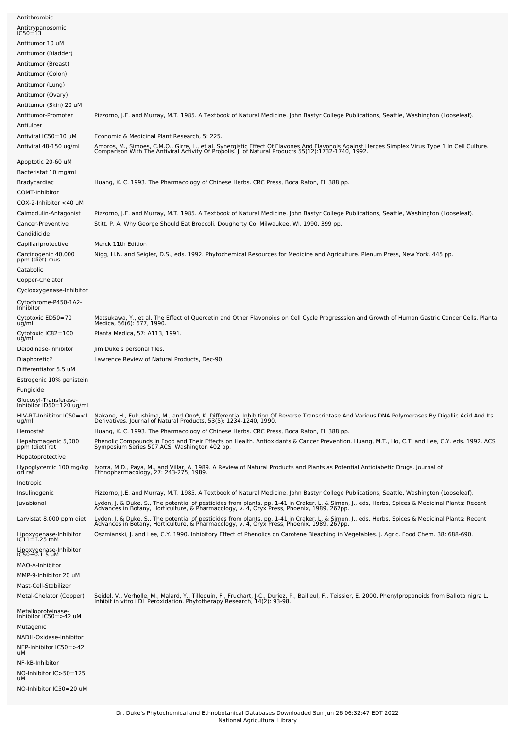| | |
|---|---|
| Antithrombic | |
| Antitrypanosomic IC50=13 | |
| Antitumor 10 uM | |
| Antitumor (Bladder) | |
| Antitumor (Breast) | |
| Antitumor (Colon) | |
| Antitumor (Lung) | |
| Antitumor (Ovary) | |
| Antitumor (Skin) 20 uM | |
| Antitumor-Promoter | Pizzorno, J.E. and Murray, M.T. 1985. A Textbook of Natural Medicine. John Bastyr College Publications, Seattle, Washington (Looseleaf). |
| Antiulcer | |
| Antiviral IC50=10 uM | Economic & Medicinal Plant Research, 5: 225. |
| Antiviral 48-150 ug/ml | Amoros, M., Simoes, C.M.O., Girre, L., et al. Synergistic Effect Of Flavones And Flavonols Against Herpes Simplex Virus Type 1 In Cell Culture. Comparison With The Antiviral Activity Of Propolis. J. of Natural Products 55(12):1732-1740, 1992. |
| Apoptotic 20-60 uM | |
| Bacteristat 10 mg/ml | |
| Bradycardiac | Huang, K. C. 1993. The Pharmacology of Chinese Herbs. CRC Press, Boca Raton, FL 388 pp. |
| COMT-Inhibitor | |
| COX-2-Inhibitor <40 uM | |
| Calmodulin-Antagonist | Pizzorno, J.E. and Murray, M.T. 1985. A Textbook of Natural Medicine. John Bastyr College Publications, Seattle, Washington (Looseleaf). |
| Cancer-Preventive | Stitt, P. A. Why George Should Eat Broccoli. Dougherty Co, Milwaukee, WI, 1990, 399 pp. |
| Candidicide | |
| Capillariprotective | Merck 11th Edition |
| Carcinogenic 40,000 ppm (diet) mus | Nigg, H.N. and Seigler, D.S., eds. 1992. Phytochemical Resources for Medicine and Agriculture. Plenum Press, New York. 445 pp. |
| Catabolic | |
| Copper-Chelator | |
| Cyclooxygenase-Inhibitor | |
| Cytochrome-P450-1A2-Inhibitor | |
| Cytotoxic ED50=70 ug/ml | Matsukawa, Y., et al. The Effect of Quercetin and Other Flavonoids on Cell Cycle Progresssion and Growth of Human Gastric Cancer Cells. Planta Medica, 56(6): 677, 1990. |
| Cytotoxic IC82=100 ug/ml | Planta Medica, 57: A113, 1991. |
| Deiodinase-Inhibitor | Jim Duke's personal files. |
| Diaphoretic? | Lawrence Review of Natural Products, Dec-90. |
| Differentiator 5.5 uM | |
| Estrogenic 10% genistein | |
| Fungicide | |
| Glucosyl-Transferase-Inhibitor ID50=120 ug/ml | |
| HIV-RT-Inhibitor IC50=<1 ug/ml | Nakane, H., Fukushima, M., and Ono*, K. Differential Inhibition Of Reverse Transcriptase And Various DNA Polymerases By Digallic Acid And Its Derivatives. Journal of Natural Products, 53(5): 1234-1240, 1990. |
| Hemostat | Huang, K. C. 1993. The Pharmacology of Chinese Herbs. CRC Press, Boca Raton, FL 388 pp. |
| Hepatomagenic 5,000 ppm (diet) rat | Phenolic Compounds in Food and Their Effects on Health. Antioxidants & Cancer Prevention. Huang, M.T., Ho, C.T. and Lee, C.Y. eds. 1992. ACS Symposium Series 507.ACS, Washington 402 pp. |
| Hepatoprotective | |
| Hypoglycemic 100 mg/kg orl rat | Ivorra, M.D., Paya, M., and Villar, A. 1989. A Review of Natural Products and Plants as Potential Antidiabetic Drugs. Journal of Ethnopharmacology, 27: 243-275, 1989. |
| Inotropic | |
| Insulinogenic | Pizzorno, J.E. and Murray, M.T. 1985. A Textbook of Natural Medicine. John Bastyr College Publications, Seattle, Washington (Looseleaf). |
| Juvabional | Lydon, J. & Duke, S., The potential of pesticides from plants, pp. 1-41 in Craker, L. & Simon, J., eds, Herbs, Spices & Medicinal Plants: Recent Advances in Botany, Horticulture, & Pharmacology, v. 4, Oryx Press, Phoenix, 1989, 267pp. |
| Larvistat 8,000 ppm diet | Lydon, J. & Duke, S., The potential of pesticides from plants, pp. 1-41 in Craker, L. & Simon, J., eds, Herbs, Spices & Medicinal Plants: Recent Advances in Botany, Horticulture, & Pharmacology, v. 4, Oryx Press, Phoenix, 1989, 267pp. |
| Lipoxygenase-Inhibitor IC11=1.25 mM | Oszmianski, J. and Lee, C.Y. 1990. Inhibitory Effect of Phenolics on Carotene Bleaching in Vegetables. J. Agric. Food Chem. 38: 688-690. |
| Lipoxygenase-Inhibitor IC50=0.1-5 uM | |
| MAO-A-Inhibitor | |
| MMP-9-Inhibitor 20 uM | |
| Mast-Cell-Stabilizer | |
| Metal-Chelator (Copper) | Seidel, V., Verholle, M., Malard, Y., Tillequin, F., Fruchart, J-C., Duriez, P., Bailleul, F., Teissier, E. 2000. Phenylpropanoids from Ballota nigra L. Inhibit in vitro LDL Peroxidation. Phytotherapy Research, 14(2): 93-98. |
| Metalloproteinase-Inhibitor IC50=>42 uM | |
| Mutagenic | |
| NADH-Oxidase-Inhibitor | |
| NEP-Inhibitor IC50=>42 uM | |
| NF-kB-Inhibitor | |
| NO-Inhibitor IC>50=125 uM | |
| NO-Inhibitor IC50=20 uM | |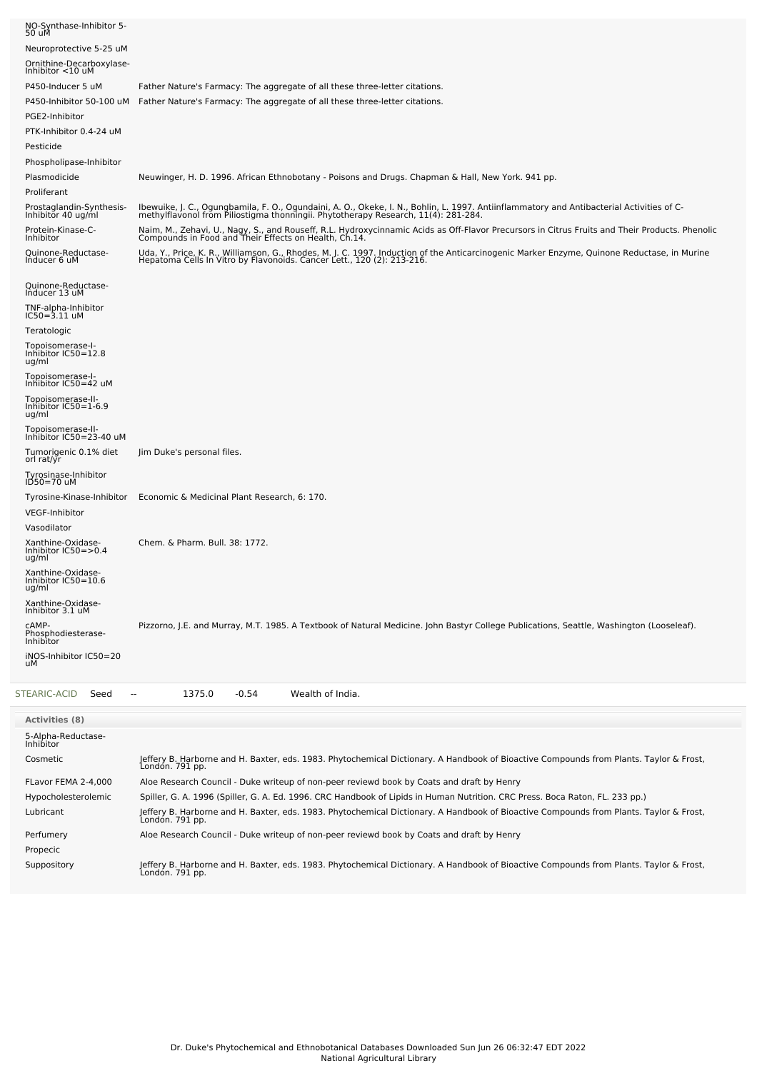| | |
|---|---|
| NO-Synthase-Inhibitor 5-50 uM | |
| Neuroprotective 5-25 uM | |
| Ornithine-Decarboxylase-Inhibitor <10 uM | |
| P450-Inducer 5 uM | Father Nature's Farmacy: The aggregate of all these three-letter citations. |
| P450-Inhibitor 50-100 uM | Father Nature's Farmacy: The aggregate of all these three-letter citations. |
| PGE2-Inhibitor | |
| PTK-Inhibitor 0.4-24 uM | |
| Pesticide | |
| Phospholipase-Inhibitor | |
| Plasmodicide | Neuwinger, H. D. 1996. African Ethnobotany - Poisons and Drugs. Chapman & Hall, New York. 941 pp. |
| Proliferant | |
| Prostaglandin-Synthesis-Inhibitor 40 ug/ml | Ibewuike, J. C., Ogungbamila, F. O., Ogundaini, A. O., Okeke, I. N., Bohlin, L. 1997. Antiinflammatory and Antibacterial Activities of C-methylflavonol from Piliostigma thonningii. Phytotherapy Research, 11(4): 281-284. |
| Protein-Kinase-C-Inhibitor | Naim, M., Zehavi, U., Nagy, S., and Rouseff, R.L. Hydroxycinnamic Acids as Off-Flavor Precursors in Citrus Fruits and Their Products. Phenolic Compounds in Food and Their Effects on Health, Ch.14. |
| Quinone-Reductase-Inducer 6 uM | Uda, Y., Price, K. R., Williamson, G., Rhodes, M. J. C. 1997. Induction of the Anticarcinogenic Marker Enzyme, Quinone Reductase, in Murine Hepatoma Cells In Vitro by Flavonoids. Cancer Lett., 120 (2): 213-216. |
| Quinone-Reductase-Inducer 13 uM | |
| TNF-alpha-Inhibitor IC50=3.11 uM | |
| Teratologic | |
| Topoisomerase-I-Inhibitor IC50=12.8 ug/ml | |
| Topoisomerase-I-Inhibitor IC50=42 uM | |
| Topoisomerase-II-Inhibitor IC50=1-6.9 ug/ml | |
| Topoisomerase-II-Inhibitor IC50=23-40 uM | |
| Tumorigenic 0.1% diet orl rat/yr | Jim Duke's personal files. |
| Tyrosinase-Inhibitor ID50=70 uM | |
| Tyrosine-Kinase-Inhibitor | Economic & Medicinal Plant Research, 6: 170. |
| VEGF-Inhibitor | |
| Vasodilator | |
| Xanthine-Oxidase-Inhibitor IC50=>0.4 ug/ml | Chem. & Pharm. Bull. 38: 1772. |
| Xanthine-Oxidase-Inhibitor IC50=10.6 ug/ml | |
| Xanthine-Oxidase-Inhibitor 3.1 uM | |
| cAMP-Phosphodiesterase-Inhibitor | Pizzorno, J.E. and Murray, M.T. 1985. A Textbook of Natural Medicine. John Bastyr College Publications, Seattle, Washington (Looseleaf). |
| iNOS-Inhibitor IC50=20 uM | |

| | | | | | |
|---|---|---|---|---|---|
| STEARIC-ACID | Seed | -- | 1375.0 | -0.54 | Wealth of India. |

**Activities (8)**

| | |
|---|---|
| 5-Alpha-Reductase-Inhibitor | |
| Cosmetic | Jeffery B. Harborne and H. Baxter, eds. 1983. Phytochemical Dictionary. A Handbook of Bioactive Compounds from Plants. Taylor & Frost, London. 791 pp. |
| FLavor FEMA 2-4,000 | Aloe Research Council - Duke writeup of non-peer reviewd book by Coats and draft by Henry |
| Hypocholesterolemic | Spiller, G. A. 1996 (Spiller, G. A. Ed. 1996. CRC Handbook of Lipids in Human Nutrition. CRC Press. Boca Raton, FL. 233 pp.) |
| Lubricant | Jeffery B. Harborne and H. Baxter, eds. 1983. Phytochemical Dictionary. A Handbook of Bioactive Compounds from Plants. Taylor & Frost, London. 791 pp. |
| Perfumery | Aloe Research Council - Duke writeup of non-peer reviewd book by Coats and draft by Henry |
| Propecic | |
| Suppository | Jeffery B. Harborne and H. Baxter, eds. 1983. Phytochemical Dictionary. A Handbook of Bioactive Compounds from Plants. Taylor & Frost, London. 791 pp. |